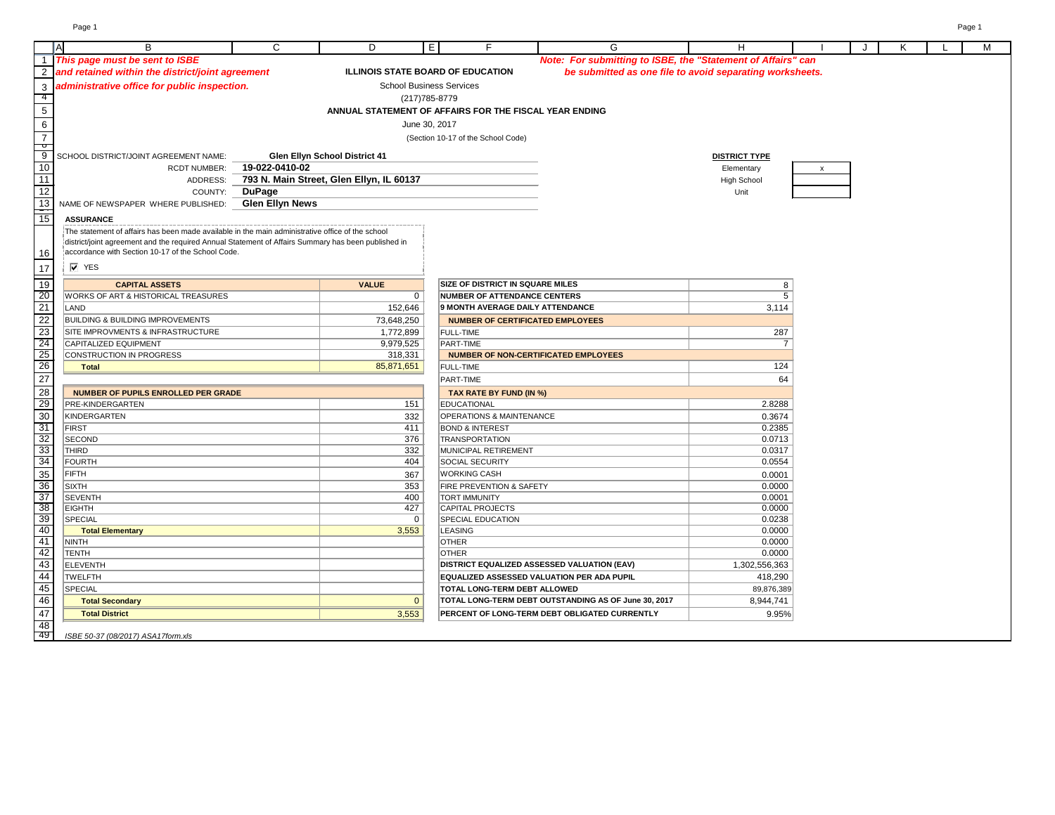*This page must be sent to ISBE and retained within the district/joint agreement administrative office for public inspection.*

*Note: For submitting to ISBE, the "Statement of Affairs" can be submitted as one file to avoid separating worksheets.*

**ILLINOIS STATE BOARD OF EDUCATION**

School Business Services

(217)785-8779

**ANNUAL STATEMENT OF AFFAIRS FOR THE FISCAL YEAR ENDING**

June 30, 2017

(Section 10-17 of the School Code)

SCHOOL DISTRICT/JOINT AGREEMENT NAME: **Glen Ellyn School District 41**

RCDT NUMBER: **19-022-0410-02**

ADDRESS: **793 N. Main Street, Glen Ellyn, IL 60137**

COUNTY: **DuPage**

NAME OF NEWSPAPER WHERE PUBLISHED: **Glen Ellyn News**

**DISTRICT TYPE**

| Type | |
|---|---|
| Elementary | x |
| High School | |
| Unit | |

**ASSURANCE**

The statement of affairs has been made available in the main administrative office of the school district/joint agreement and the required Annual Statement of Affairs Summary has been published in accordance with Section 10-17 of the School Code.

☑ YES

| CAPITAL ASSETS | VALUE |
|---|---|
| WORKS OF ART & HISTORICAL TREASURES | 0 |
| LAND | 152,646 |
| BUILDING & BUILDING IMPROVEMENTS | 73,648,250 |
| SITE IMPROVMENTS & INFRASTRUCTURE | 1,772,899 |
| CAPITALIZED EQUIPMENT | 9,979,525 |
| CONSTRUCTION IN PROGRESS | 318,331 |
| **Total** | 85,871,651 |

| NUMBER OF PUPILS ENROLLED PER GRADE | |
|---|---|
| PRE-KINDERGARTEN | 151 |
| KINDERGARTEN | 332 |
| FIRST | 411 |
| SECOND | 376 |
| THIRD | 332 |
| FOURTH | 404 |
| FIFTH | 367 |
| SIXTH | 353 |
| SEVENTH | 400 |
| EIGHTH | 427 |
| SPECIAL | 0 |
| **Total Elementary** | 3,553 |
| NINTH | |
| TENTH | |
| ELEVENTH | |
| TWELFTH | |
| SPECIAL | |
| **Total Secondary** | 0 |
| **Total District** | 3,553 |

| | |
|---|---|
| **SIZE OF DISTRICT IN SQUARE MILES** | 8 |
| **NUMBER OF ATTENDANCE CENTERS** | 5 |
| **9 MONTH AVERAGE DAILY ATTENDANCE** | 3,114 |
| **NUMBER OF CERTIFICATED EMPLOYEES** | |
| FULL-TIME | 287 |
| PART-TIME | 7 |
| **NUMBER OF NON-CERTIFICATED EMPLOYEES** | |
| FULL-TIME | 124 |
| PART-TIME | 64 |
| **TAX RATE BY FUND (IN %)** | |
| EDUCATIONAL | 2.8288 |
| OPERATIONS & MAINTENANCE | 0.3674 |
| BOND & INTEREST | 0.2385 |
| TRANSPORTATION | 0.0713 |
| MUNICIPAL RETIREMENT | 0.0317 |
| SOCIAL SECURITY | 0.0554 |
| WORKING CASH | 0.0001 |
| FIRE PREVENTION & SAFETY | 0.0000 |
| TORT IMMUNITY | 0.0001 |
| CAPITAL PROJECTS | 0.0000 |
| SPECIAL EDUCATION | 0.0238 |
| LEASING | 0.0000 |
| OTHER | 0.0000 |
| OTHER | 0.0000 |
| **DISTRICT EQUALIZED ASSESSED VALUATION (EAV)** | 1,302,556,363 |
| **EQUALIZED ASSESSED VALUATION PER ADA PUPIL** | 418,290 |
| **TOTAL LONG-TERM DEBT ALLOWED** | 89,876,389 |
| **TOTAL LONG-TERM DEBT OUTSTANDING AS OF June 30, 2017** | 8,944,741 |
| **PERCENT OF LONG-TERM DEBT OBLIGATED CURRENTLY** | 9.95% |

*ISBE 50-37 (08/2017) ASA17form.xls*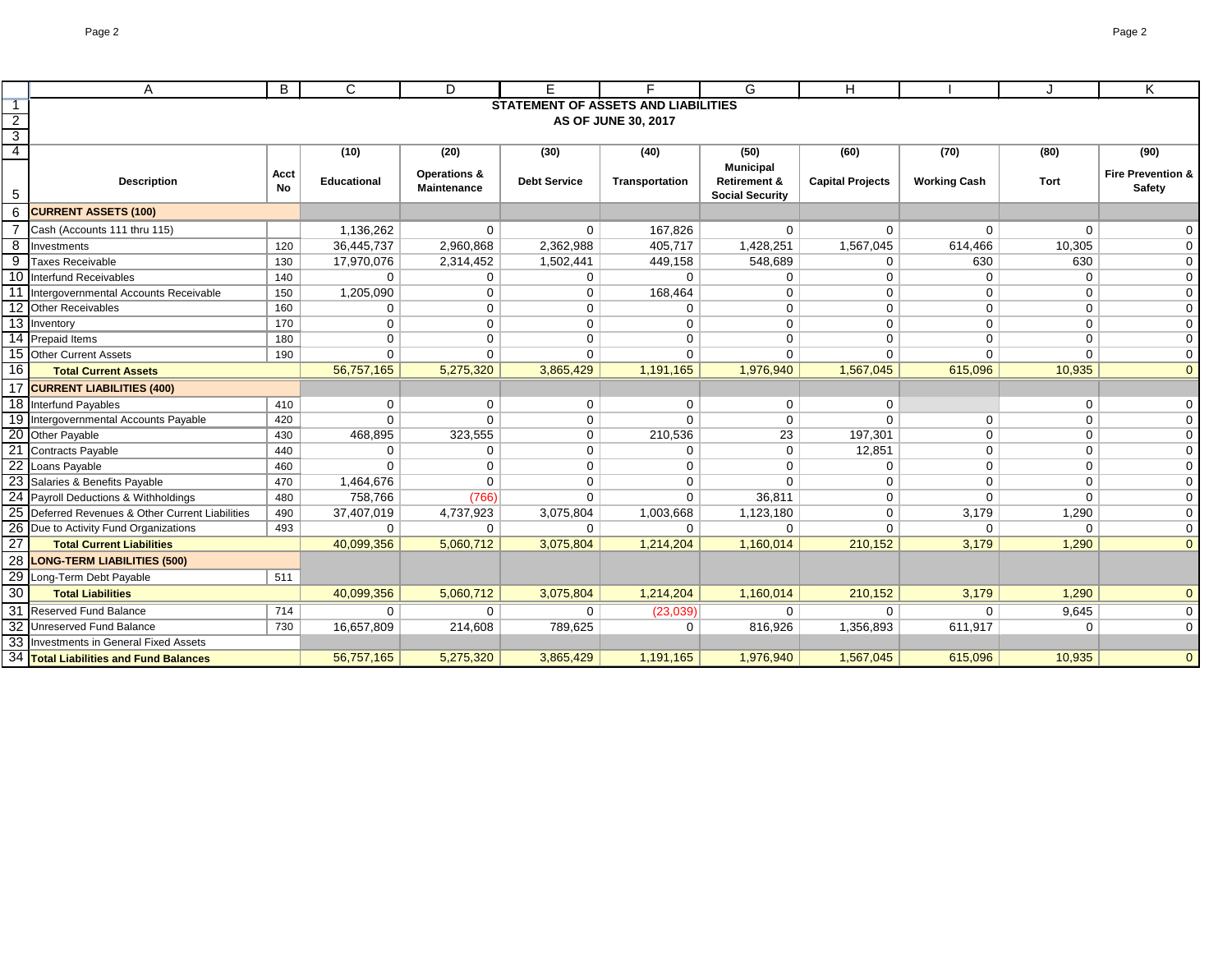# STATEMENT OF ASSETS AND LIABILITIES

## AS OF JUNE 30, 2017

| Description | Acct No | (10) Educational | (20) Operations & Maintenance | (30) Debt Service | (40) Transportation | (50) Municipal Retirement & Social Security | (60) Capital Projects | (70) Working Cash | (80) Tort | (90) Fire Prevention & Safety |
|---|---|---|---|---|---|---|---|---|---|---|
| **CURRENT ASSETS (100)** | | | | | | | | | | |
| Cash (Accounts 111 thru 115) | | 1,136,262 | 0 | 0 | 167,826 | 0 | 0 | 0 | 0 | 0 |
| Investments | 120 | 36,445,737 | 2,960,868 | 2,362,988 | 405,717 | 1,428,251 | 1,567,045 | 614,466 | 10,305 | 0 |
| Taxes Receivable | 130 | 17,970,076 | 2,314,452 | 1,502,441 | 449,158 | 548,689 | 0 | 630 | 630 | 0 |
| Interfund Receivables | 140 | 0 | 0 | 0 | 0 | 0 | 0 | 0 | 0 | 0 |
| Intergovernmental Accounts Receivable | 150 | 1,205,090 | 0 | 0 | 168,464 | 0 | 0 | 0 | 0 | 0 |
| Other Receivables | 160 | 0 | 0 | 0 | 0 | 0 | 0 | 0 | 0 | 0 |
| Inventory | 170 | 0 | 0 | 0 | 0 | 0 | 0 | 0 | 0 | 0 |
| Prepaid Items | 180 | 0 | 0 | 0 | 0 | 0 | 0 | 0 | 0 | 0 |
| Other Current Assets | 190 | 0 | 0 | 0 | 0 | 0 | 0 | 0 | 0 | 0 |
| **Total Current Assets** | | 56,757,165 | 5,275,320 | 3,865,429 | 1,191,165 | 1,976,940 | 1,567,045 | 615,096 | 10,935 | 0 |
| **CURRENT LIABILITIES (400)** | | | | | | | | | | |
| Interfund Payables | 410 | 0 | 0 | 0 | 0 | 0 | 0 | | 0 | 0 |
| Intergovernmental Accounts Payable | 420 | 0 | 0 | 0 | 0 | 0 | 0 | 0 | 0 | 0 |
| Other Payable | 430 | 468,895 | 323,555 | 0 | 210,536 | 23 | 197,301 | 0 | 0 | 0 |
| Contracts Payable | 440 | 0 | 0 | 0 | 0 | 0 | 12,851 | 0 | 0 | 0 |
| Loans Payable | 460 | 0 | 0 | 0 | 0 | 0 | 0 | 0 | 0 | 0 |
| Salaries & Benefits Payable | 470 | 1,464,676 | 0 | 0 | 0 | 0 | 0 | 0 | 0 | 0 |
| Payroll Deductions & Withholdings | 480 | 758,766 | (766) | 0 | 0 | 36,811 | 0 | 0 | 0 | 0 |
| Deferred Revenues & Other Current Liabilities | 490 | 37,407,019 | 4,737,923 | 3,075,804 | 1,003,668 | 1,123,180 | 0 | 3,179 | 1,290 | 0 |
| Due to Activity Fund Organizations | 493 | 0 | 0 | 0 | 0 | 0 | 0 | 0 | 0 | 0 |
| **Total Current Liabilities** | | 40,099,356 | 5,060,712 | 3,075,804 | 1,214,204 | 1,160,014 | 210,152 | 3,179 | 1,290 | 0 |
| **LONG-TERM LIABILITIES (500)** | | | | | | | | | | |
| Long-Term Debt Payable | 511 | | | | | | | | | |
| **Total Liabilities** | | 40,099,356 | 5,060,712 | 3,075,804 | 1,214,204 | 1,160,014 | 210,152 | 3,179 | 1,290 | 0 |
| Reserved Fund Balance | 714 | 0 | 0 | 0 | (23,039) | 0 | 0 | 0 | 9,645 | 0 |
| Unreserved Fund Balance | 730 | 16,657,809 | 214,608 | 789,625 | 0 | 816,926 | 1,356,893 | 611,917 | 0 | 0 |
| Investments in General Fixed Assets | | | | | | | | | | |
| **Total Liabilities and Fund Balances** | | 56,757,165 | 5,275,320 | 3,865,429 | 1,191,165 | 1,976,940 | 1,567,045 | 615,096 | 10,935 | 0 |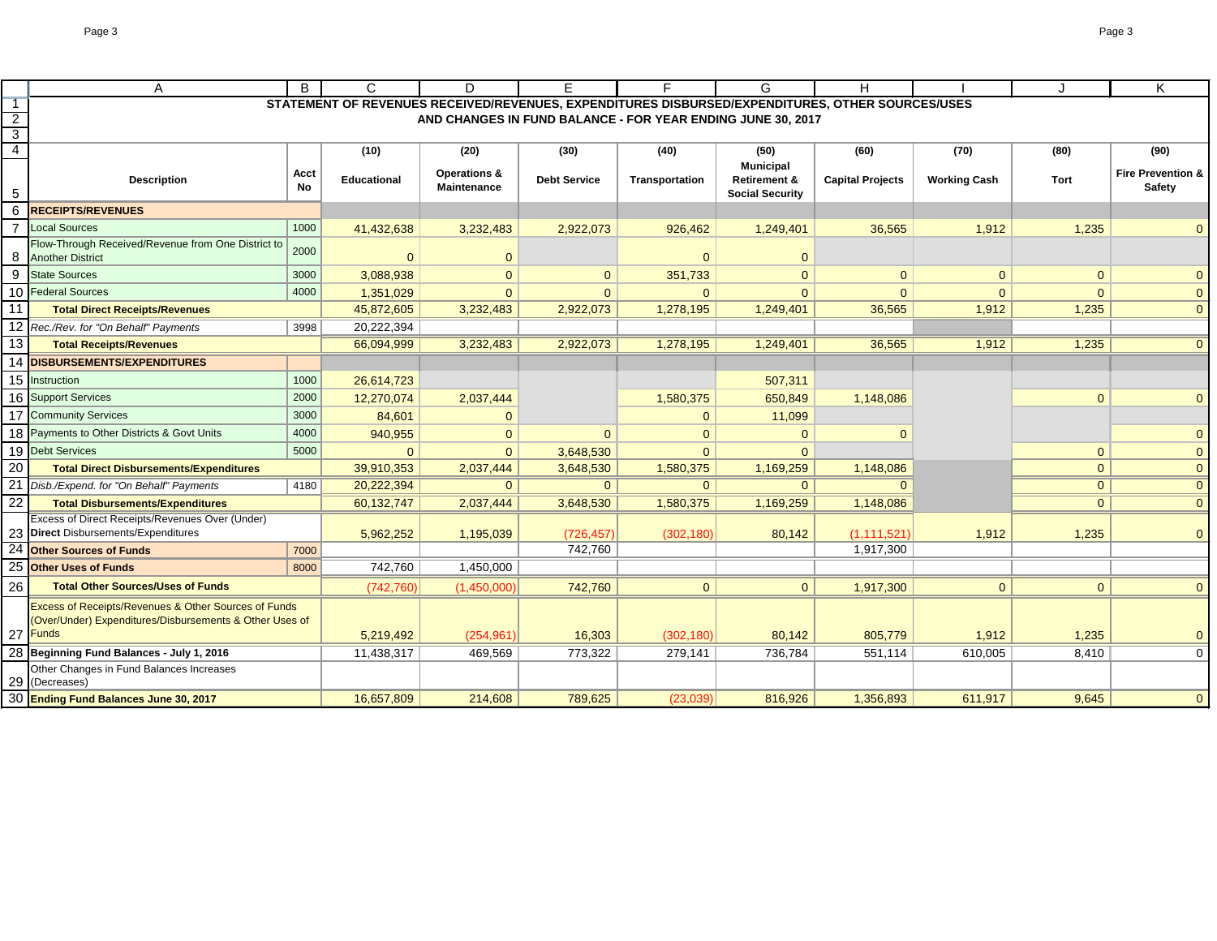# STATEMENT OF REVENUES RECEIVED/REVENUES, EXPENDITURES DISBURSED/EXPENDITURES, OTHER SOURCES/USES AND CHANGES IN FUND BALANCE - FOR YEAR ENDING JUNE 30, 2017

| Description | Acct No | (10) Educational | (20) Operations & Maintenance | (30) Debt Service | (40) Transportation | (50) Municipal Retirement & Social Security | (60) Capital Projects | (70) Working Cash | (80) Tort | (90) Fire Prevention & Safety |
|---|---|---|---|---|---|---|---|---|---|---|
| **RECEIPTS/REVENUES** | | | | | | | | | | |
| Local Sources | 1000 | 41,432,638 | 3,232,483 | 2,922,073 | 926,462 | 1,249,401 | 36,565 | 1,912 | 1,235 | 0 |
| Flow-Through Received/Revenue from One District to Another District | 2000 | 0 | 0 | | 0 | 0 | | | | |
| State Sources | 3000 | 3,088,938 | 0 | 0 | 351,733 | 0 | 0 | 0 | 0 | 0 |
| Federal Sources | 4000 | 1,351,029 | 0 | 0 | 0 | 0 | 0 | 0 | 0 | 0 |
| **Total Direct Receipts/Revenues** | | 45,872,605 | 3,232,483 | 2,922,073 | 1,278,195 | 1,249,401 | 36,565 | 1,912 | 1,235 | 0 |
| *Rec./Rev. for "On Behalf" Payments* | 3998 | 20,222,394 | | | | | | | | |
| **Total Receipts/Revenues** | | 66,094,999 | 3,232,483 | 2,922,073 | 1,278,195 | 1,249,401 | 36,565 | 1,912 | 1,235 | 0 |
| **DISBURSEMENTS/EXPENDITURES** | | | | | | | | | | |
| Instruction | 1000 | 26,614,723 | | | | 507,311 | | | | |
| Support Services | 2000 | 12,270,074 | 2,037,444 | | 1,580,375 | 650,849 | 1,148,086 | | 0 | 0 |
| Community Services | 3000 | 84,601 | 0 | | 0 | 11,099 | | | | |
| Payments to Other Districts & Govt Units | 4000 | 940,955 | 0 | 0 | 0 | 0 | 0 | | | 0 |
| Debt Services | 5000 | 0 | 0 | 3,648,530 | 0 | 0 | | | 0 | 0 |
| **Total Direct Disbursements/Expenditures** | | 39,910,353 | 2,037,444 | 3,648,530 | 1,580,375 | 1,169,259 | 1,148,086 | | 0 | 0 |
| *Disb./Expend. for "On Behalf" Payments* | 4180 | 20,222,394 | 0 | 0 | 0 | 0 | 0 | | 0 | 0 |
| **Total Disbursements/Expenditures** | | 60,132,747 | 2,037,444 | 3,648,530 | 1,580,375 | 1,169,259 | 1,148,086 | | 0 | 0 |
| Excess of Direct Receipts/Revenues Over (Under) **Direct** Disbursements/Expenditures | | 5,962,252 | 1,195,039 | (726,457) | (302,180) | 80,142 | (1,111,521) | 1,912 | 1,235 | 0 |
| **Other Sources of Funds** | 7000 | | | 742,760 | | | 1,917,300 | | | |
| **Other Uses of Funds** | 8000 | 742,760 | 1,450,000 | | | | | | | |
| **Total Other Sources/Uses of Funds** | | (742,760) | (1,450,000) | 742,760 | 0 | 0 | 1,917,300 | 0 | 0 | 0 |
| Excess of Receipts/Revenues & Other Sources of Funds (Over/Under) Expenditures/Disbursements & Other Uses of Funds | | 5,219,492 | (254,961) | 16,303 | (302,180) | 80,142 | 805,779 | 1,912 | 1,235 | 0 |
| **Beginning Fund Balances - July 1, 2016** | | 11,438,317 | 469,569 | 773,322 | 279,141 | 736,784 | 551,114 | 610,005 | 8,410 | 0 |
| Other Changes in Fund Balances Increases (Decreases) | | | | | | | | | | |
| **Ending Fund Balances June 30, 2017** | | 16,657,809 | 214,608 | 789,625 | (23,039) | 816,926 | 1,356,893 | 611,917 | 9,645 | 0 |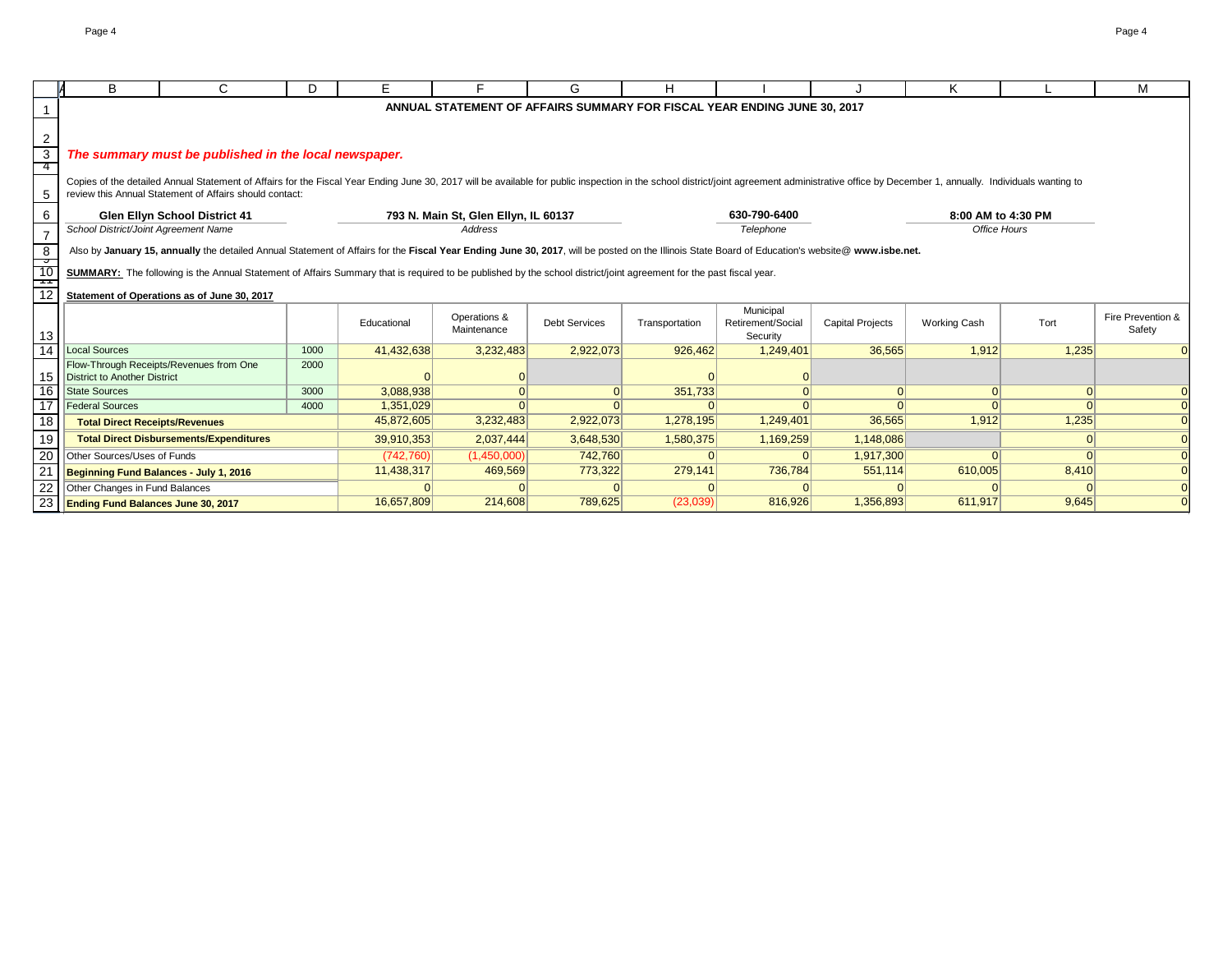# ANNUAL STATEMENT OF AFFAIRS SUMMARY FOR FISCAL YEAR ENDING JUNE 30, 2017

***The summary must be published in the local newspaper.***

Copies of the detailed Annual Statement of Affairs for the Fiscal Year Ending June 30, 2017 will be available for public inspection in the school district/joint agreement administrative office by December 1, annually. Individuals wanting to review this Annual Statement of Affairs should contact:

| **Glen Ellyn School District 41** | **793 N. Main St, Glen Ellyn, IL 60137** | **630-790-6400** | **8:00 AM to 4:30 PM** |
|---|---|---|---|
| *School District/Joint Agreement Name* | *Address* | *Telephone* | *Office Hours* |

Also by **January 15, annually** the detailed Annual Statement of Affairs for the **Fiscal Year Ending June 30, 2017**, will be posted on the Illinois State Board of Education's website@ **www.isbe.net.**

**SUMMARY:** The following is the Annual Statement of Affairs Summary that is required to be published by the school district/joint agreement for the past fiscal year.

**Statement of Operations as of June 30, 2017**

| | | Educational | Operations & Maintenance | Debt Services | Transportation | Municipal Retirement/Social Security | Capital Projects | Working Cash | Tort | Fire Prevention & Safety |
|---|---|---|---|---|---|---|---|---|---|---|
| Local Sources | 1000 | 41,432,638 | 3,232,483 | 2,922,073 | 926,462 | 1,249,401 | 36,565 | 1,912 | 1,235 | 0 |
| Flow-Through Receipts/Revenues from One District to Another District | 2000 | 0 | 0 | | 0 | 0 | | | | |
| State Sources | 3000 | 3,088,938 | 0 | 0 | 351,733 | 0 | 0 | 0 | 0 | 0 |
| Federal Sources | 4000 | 1,351,029 | 0 | 0 | 0 | 0 | 0 | 0 | 0 | 0 |
| **Total Direct Receipts/Revenues** | | 45,872,605 | 3,232,483 | 2,922,073 | 1,278,195 | 1,249,401 | 36,565 | 1,912 | 1,235 | 0 |
| **Total Direct Disbursements/Expenditures** | | 39,910,353 | 2,037,444 | 3,648,530 | 1,580,375 | 1,169,259 | 1,148,086 | | 0 | 0 |
| Other Sources/Uses of Funds | | (742,760) | (1,450,000) | 742,760 | 0 | 0 | 1,917,300 | 0 | 0 | 0 |
| **Beginning Fund Balances - July 1, 2016** | | 11,438,317 | 469,569 | 773,322 | 279,141 | 736,784 | 551,114 | 610,005 | 8,410 | 0 |
| Other Changes in Fund Balances | | 0 | 0 | 0 | 0 | 0 | 0 | 0 | 0 | 0 |
| **Ending Fund Balances June 30, 2017** | | 16,657,809 | 214,608 | 789,625 | (23,039) | 816,926 | 1,356,893 | 611,917 | 9,645 | 0 |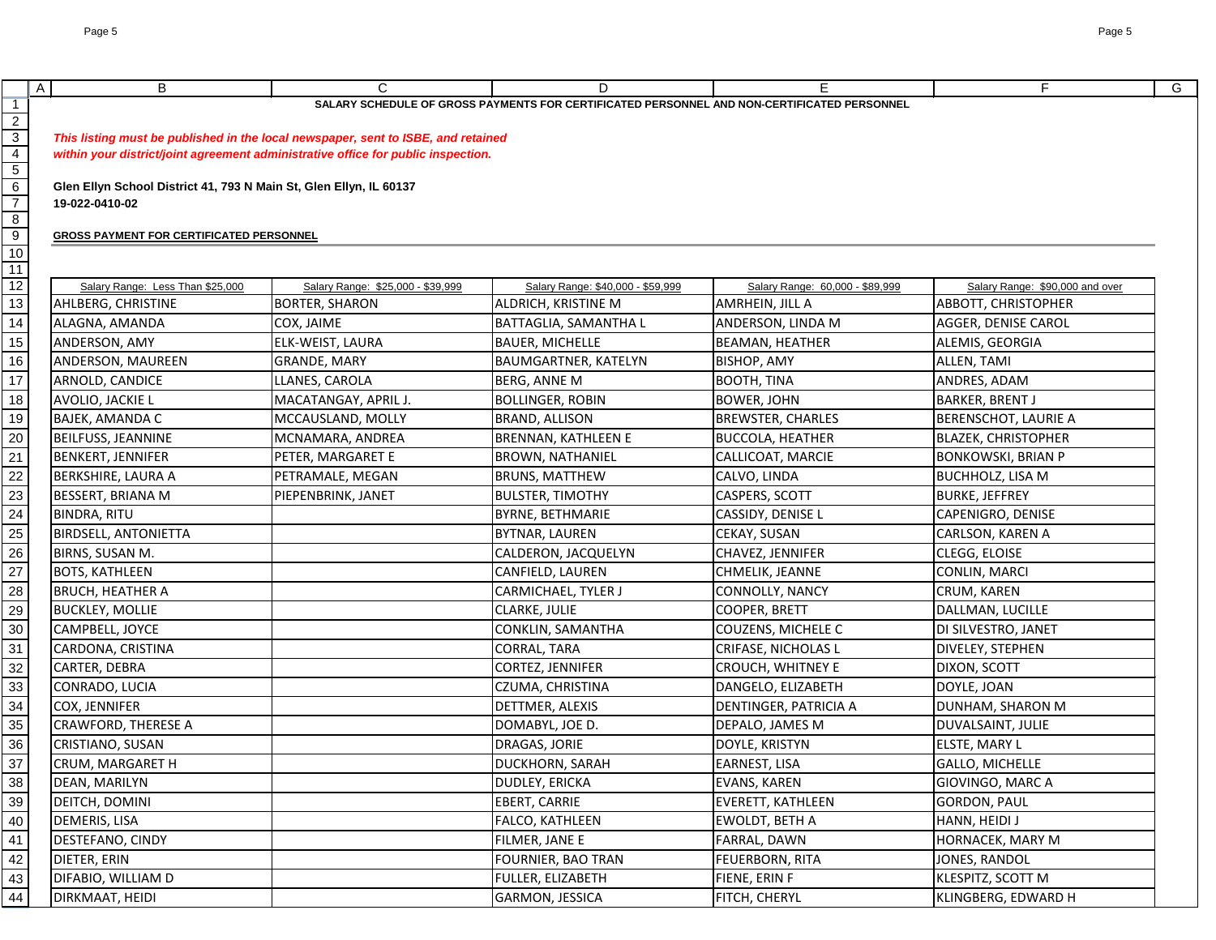**SALARY SCHEDULE OF GROSS PAYMENTS FOR CERTIFICATED PERSONNEL AND NON-CERTIFICATED PERSONNEL**

***This listing must be published in the local newspaper, sent to ISBE, and retained within your district/joint agreement administrative office for public inspection.***

**Glen Ellyn School District 41, 793 N Main St, Glen Ellyn, IL 60137**
**19-022-0410-02**

**GROSS PAYMENT FOR CERTIFICATED PERSONNEL**

| Salary Range: Less Than $25,000 | Salary Range: $25,000 - $39,999 | Salary Range: $40,000 - $59,999 | Salary Range: 60,000 - $89,999 | Salary Range: $90,000 and over |
|---|---|---|---|---|
| AHLBERG, CHRISTINE | BORTER, SHARON | ALDRICH, KRISTINE M | AMRHEIN, JILL A | ABBOTT, CHRISTOPHER |
| ALAGNA, AMANDA | COX, JAIME | BATTAGLIA, SAMANTHA L | ANDERSON, LINDA M | AGGER, DENISE CAROL |
| ANDERSON, AMY | ELK-WEIST, LAURA | BAUER, MICHELLE | BEAMAN, HEATHER | ALEMIS, GEORGIA |
| ANDERSON, MAUREEN | GRANDE, MARY | BAUMGARTNER, KATELYN | BISHOP, AMY | ALLEN, TAMI |
| ARNOLD, CANDICE | LLANES, CAROLA | BERG, ANNE M | BOOTH, TINA | ANDRES, ADAM |
| AVOLIO, JACKIE L | MACATANGAY, APRIL J. | BOLLINGER, ROBIN | BOWER, JOHN | BARKER, BRENT J |
| BAJEK, AMANDA C | MCCAUSLAND, MOLLY | BRAND, ALLISON | BREWSTER, CHARLES | BERENSCHOT, LAURIE A |
| BEILFUSS, JEANNINE | MCNAMARA, ANDREA | BRENNAN, KATHLEEN E | BUCCOLA, HEATHER | BLAZEK, CHRISTOPHER |
| BENKERT, JENNIFER | PETER, MARGARET E | BROWN, NATHANIEL | CALLICOAT, MARCIE | BONKOWSKI, BRIAN P |
| BERKSHIRE, LAURA A | PETRAMALE, MEGAN | BRUNS, MATTHEW | CALVO, LINDA | BUCHHOLZ, LISA M |
| BESSERT, BRIANA M | PIEPENBRINK, JANET | BULSTER, TIMOTHY | CASPERS, SCOTT | BURKE, JEFFREY |
| BINDRA, RITU | | BYRNE, BETHMARIE | CASSIDY, DENISE L | CAPENIGRO, DENISE |
| BIRDSELL, ANTONIETTA | | BYTNAR, LAUREN | CEKAY, SUSAN | CARLSON, KAREN A |
| BIRNS, SUSAN M. | | CALDERON, JACQUELYN | CHAVEZ, JENNIFER | CLEGG, ELOISE |
| BOTS, KATHLEEN | | CANFIELD, LAUREN | CHMELIK, JEANNE | CONLIN, MARCI |
| BRUCH, HEATHER A | | CARMICHAEL, TYLER J | CONNOLLY, NANCY | CRUM, KAREN |
| BUCKLEY, MOLLIE | | CLARKE, JULIE | COOPER, BRETT | DALLMAN, LUCILLE |
| CAMPBELL, JOYCE | | CONKLIN, SAMANTHA | COUZENS, MICHELE C | DI SILVESTRO, JANET |
| CARDONA, CRISTINA | | CORRAL, TARA | CRIFASE, NICHOLAS L | DIVELEY, STEPHEN |
| CARTER, DEBRA | | CORTEZ, JENNIFER | CROUCH, WHITNEY E | DIXON, SCOTT |
| CONRADO, LUCIA | | CZUMA, CHRISTINA | DANGELO, ELIZABETH | DOYLE, JOAN |
| COX, JENNIFER | | DETTMER, ALEXIS | DENTINGER, PATRICIA A | DUNHAM, SHARON M |
| CRAWFORD, THERESE A | | DOMABYL, JOE D. | DEPALO, JAMES M | DUVALSAINT, JULIE |
| CRISTIANO, SUSAN | | DRAGAS, JORIE | DOYLE, KRISTYN | ELSTE, MARY L |
| CRUM, MARGARET H | | DUCKHORN, SARAH | EARNEST, LISA | GALLO, MICHELLE |
| DEAN, MARILYN | | DUDLEY, ERICKA | EVANS, KAREN | GIOVINGO, MARC A |
| DEITCH, DOMINI | | EBERT, CARRIE | EVERETT, KATHLEEN | GORDON, PAUL |
| DEMERIS, LISA | | FALCO, KATHLEEN | EWOLDT, BETH A | HANN, HEIDI J |
| DESTEFANO, CINDY | | FILMER, JANE E | FARRAL, DAWN | HORNACEK, MARY M |
| DIETER, ERIN | | FOURNIER, BAO TRAN | FEUERBORN, RITA | JONES, RANDOL |
| DIFABIO, WILLIAM D | | FULLER, ELIZABETH | FIENE, ERIN F | KLESPITZ, SCOTT M |
| DIRKMAAT, HEIDI | | GARMON, JESSICA | FITCH, CHERYL | KLINGBERG, EDWARD H |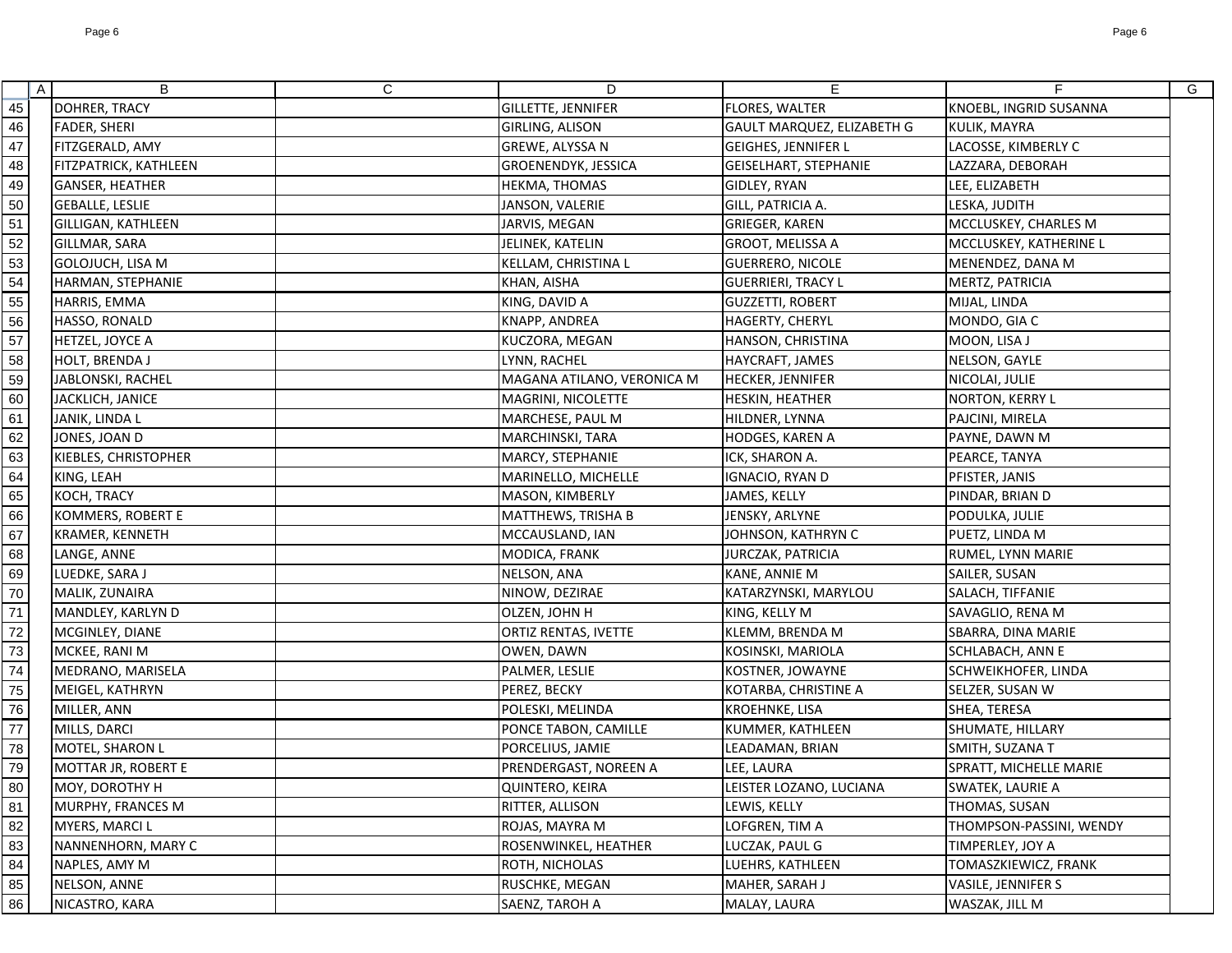| | A | B | C | D | E | F | G |
|---|---|---|---|---|---|---|---|
| 45 | | DOHRER, TRACY | | GILLETTE, JENNIFER | FLORES, WALTER | KNOEBL, INGRID SUSANNA | |
| 46 | | FADER, SHERI | | GIRLING, ALISON | GAULT MARQUEZ, ELIZABETH G | KULIK, MAYRA | |
| 47 | | FITZGERALD, AMY | | GREWE, ALYSSA N | GEIGHES, JENNIFER L | LACOSSE, KIMBERLY C | |
| 48 | | FITZPATRICK, KATHLEEN | | GROENENDYK, JESSICA | GEISELHART, STEPHANIE | LAZZARA, DEBORAH | |
| 49 | | GANSER, HEATHER | | HEKMA, THOMAS | GIDLEY, RYAN | LEE, ELIZABETH | |
| 50 | | GEBALLE, LESLIE | | JANSON, VALERIE | GILL, PATRICIA A. | LESKA, JUDITH | |
| 51 | | GILLIGAN, KATHLEEN | | JARVIS, MEGAN | GRIEGER, KAREN | MCCLUSKEY, CHARLES M | |
| 52 | | GILLMAR, SARA | | JELINEK, KATELIN | GROOT, MELISSA A | MCCLUSKEY, KATHERINE L | |
| 53 | | GOLOJUCH, LISA M | | KELLAM, CHRISTINA L | GUERRERO, NICOLE | MENENDEZ, DANA M | |
| 54 | | HARMAN, STEPHANIE | | KHAN, AISHA | GUERRIERI, TRACY L | MERTZ, PATRICIA | |
| 55 | | HARRIS, EMMA | | KING, DAVID A | GUZZETTI, ROBERT | MIJAL, LINDA | |
| 56 | | HASSO, RONALD | | KNAPP, ANDREA | HAGERTY, CHERYL | MONDO, GIA C | |
| 57 | | HETZEL, JOYCE A | | KUCZORA, MEGAN | HANSON, CHRISTINA | MOON, LISA J | |
| 58 | | HOLT, BRENDA J | | LYNN, RACHEL | HAYCRAFT, JAMES | NELSON, GAYLE | |
| 59 | | JABLONSKI, RACHEL | | MAGANA ATILANO, VERONICA M | HECKER, JENNIFER | NICOLAI, JULIE | |
| 60 | | JACKLICH, JANICE | | MAGRINI, NICOLETTE | HESKIN, HEATHER | NORTON, KERRY L | |
| 61 | | JANIK, LINDA L | | MARCHESE, PAUL M | HILDNER, LYNNA | PAJCINI, MIRELA | |
| 62 | | JONES, JOAN D | | MARCHINSKI, TARA | HODGES, KAREN A | PAYNE, DAWN M | |
| 63 | | KIEBLES, CHRISTOPHER | | MARCY, STEPHANIE | ICK, SHARON A. | PEARCE, TANYA | |
| 64 | | KING, LEAH | | MARINELLO, MICHELLE | IGNACIO, RYAN D | PFISTER, JANIS | |
| 65 | | KOCH, TRACY | | MASON, KIMBERLY | JAMES, KELLY | PINDAR, BRIAN D | |
| 66 | | KOMMERS, ROBERT E | | MATTHEWS, TRISHA B | JENSKY, ARLYNE | PODULKA, JULIE | |
| 67 | | KRAMER, KENNETH | | MCCAUSLAND, IAN | JOHNSON, KATHRYN C | PUETZ, LINDA M | |
| 68 | | LANGE, ANNE | | MODICA, FRANK | JURCZAK, PATRICIA | RUMEL, LYNN MARIE | |
| 69 | | LUEDKE, SARA J | | NELSON, ANA | KANE, ANNIE M | SAILER, SUSAN | |
| 70 | | MALIK, ZUNAIRA | | NINOW, DEZIRAE | KATARZYNSKI, MARYLOU | SALACH, TIFFANIE | |
| 71 | | MANDLEY, KARLYN D | | OLZEN, JOHN H | KING, KELLY M | SAVAGLIO, RENA M | |
| 72 | | MCGINLEY, DIANE | | ORTIZ RENTAS, IVETTE | KLEMM, BRENDA M | SBARRA, DINA MARIE | |
| 73 | | MCKEE, RANI M | | OWEN, DAWN | KOSINSKI, MARIOLA | SCHLABACH, ANN E | |
| 74 | | MEDRANO, MARISELA | | PALMER, LESLIE | KOSTNER, JOWAYNE | SCHWEIKHOFER, LINDA | |
| 75 | | MEIGEL, KATHRYN | | PEREZ, BECKY | KOTARBA, CHRISTINE A | SELZER, SUSAN W | |
| 76 | | MILLER, ANN | | POLESKI, MELINDA | KROEHNKE, LISA | SHEA, TERESA | |
| 77 | | MILLS, DARCI | | PONCE TABON, CAMILLE | KUMMER, KATHLEEN | SHUMATE, HILLARY | |
| 78 | | MOTEL, SHARON L | | PORCELIUS, JAMIE | LEADAMAN, BRIAN | SMITH, SUZANA T | |
| 79 | | MOTTAR JR, ROBERT E | | PRENDERGAST, NOREEN A | LEE, LAURA | SPRATT, MICHELLE MARIE | |
| 80 | | MOY, DOROTHY H | | QUINTERO, KEIRA | LEISTER LOZANO, LUCIANA | SWATEK, LAURIE A | |
| 81 | | MURPHY, FRANCES M | | RITTER, ALLISON | LEWIS, KELLY | THOMAS, SUSAN | |
| 82 | | MYERS, MARCI L | | ROJAS, MAYRA M | LOFGREN, TIM A | THOMPSON-PASSINI, WENDY | |
| 83 | | NANNENHORN, MARY C | | ROSENWINKEL, HEATHER | LUCZAK, PAUL G | TIMPERLEY, JOY A | |
| 84 | | NAPLES, AMY M | | ROTH, NICHOLAS | LUEHRS, KATHLEEN | TOMASZKIEWICZ, FRANK | |
| 85 | | NELSON, ANNE | | RUSCHKE, MEGAN | MAHER, SARAH J | VASILE, JENNIFER S | |
| 86 | | NICASTRO, KARA | | SAENZ, TAROH A | MALAY, LAURA | WASZAK, JILL M | |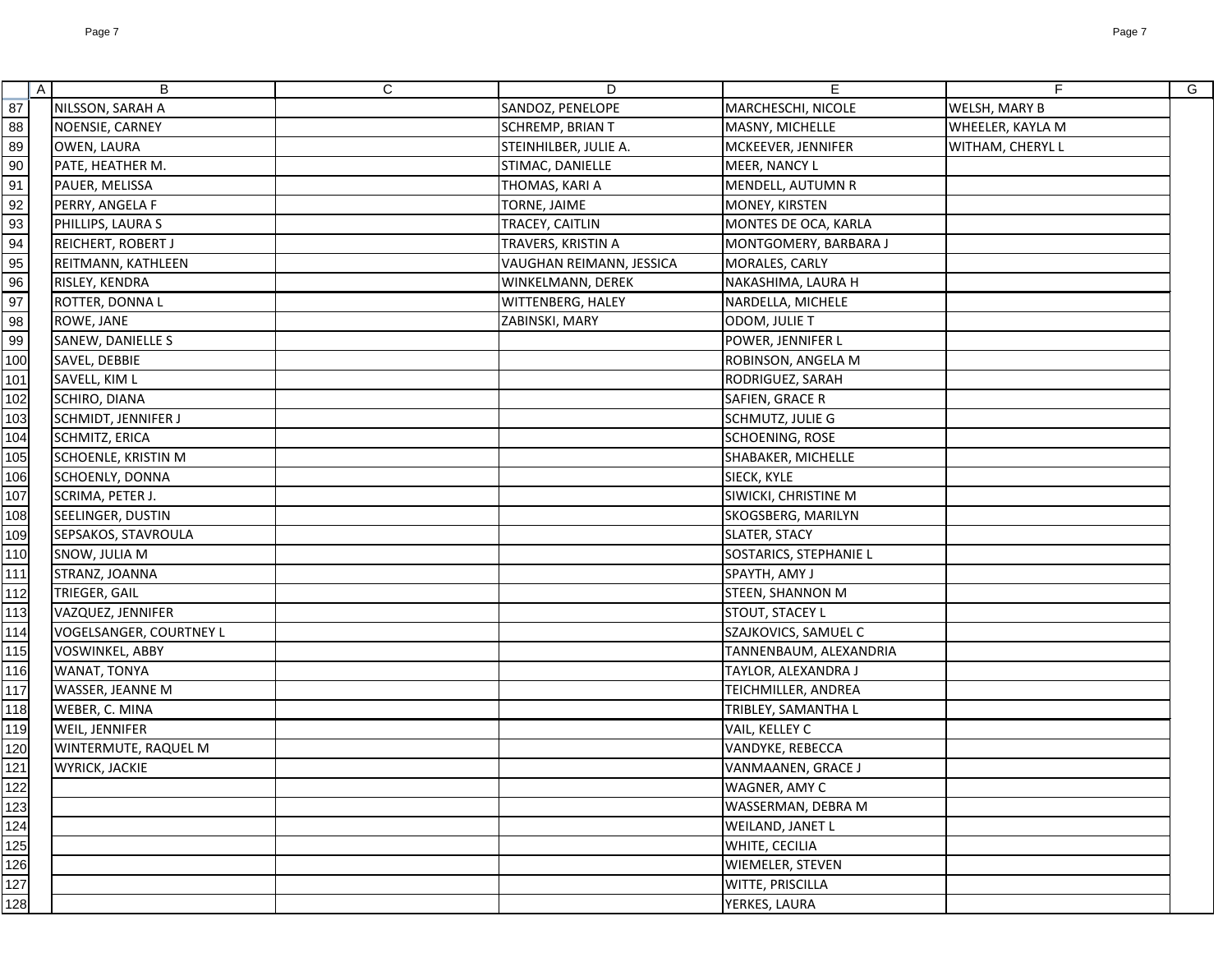| | A | B | C | D | E | F | G |
|---|---|---|---|---|---|---|---|
| 87 | | NILSSON, SARAH A | | SANDOZ, PENELOPE | MARCHESCHI, NICOLE | WELSH, MARY B | |
| 88 | | NOENSIE, CARNEY | | SCHREMP, BRIAN T | MASNY, MICHELLE | WHEELER, KAYLA M | |
| 89 | | OWEN, LAURA | | STEINHILBER, JULIE A. | MCKEEVER, JENNIFER | WITHAM, CHERYL L | |
| 90 | | PATE, HEATHER M. | | STIMAC, DANIELLE | MEER, NANCY L | | |
| 91 | | PAUER, MELISSA | | THOMAS, KARI A | MENDELL, AUTUMN R | | |
| 92 | | PERRY, ANGELA F | | TORNE, JAIME | MONEY, KIRSTEN | | |
| 93 | | PHILLIPS, LAURA S | | TRACEY, CAITLIN | MONTES DE OCA, KARLA | | |
| 94 | | REICHERT, ROBERT J | | TRAVERS, KRISTIN A | MONTGOMERY, BARBARA J | | |
| 95 | | REITMANN, KATHLEEN | | VAUGHAN REIMANN, JESSICA | MORALES, CARLY | | |
| 96 | | RISLEY, KENDRA | | WINKELMANN, DEREK | NAKASHIMA, LAURA H | | |
| 97 | | ROTTER, DONNA L | | WITTENBERG, HALEY | NARDELLA, MICHELE | | |
| 98 | | ROWE, JANE | | ZABINSKI, MARY | ODOM, JULIE T | | |
| 99 | | SANEW, DANIELLE S | | | POWER, JENNIFER L | | |
| 100 | | SAVEL, DEBBIE | | | ROBINSON, ANGELA M | | |
| 101 | | SAVELL, KIM L | | | RODRIGUEZ, SARAH | | |
| 102 | | SCHIRO, DIANA | | | SAFIEN, GRACE R | | |
| 103 | | SCHMIDT, JENNIFER J | | | SCHMUTZ, JULIE G | | |
| 104 | | SCHMITZ, ERICA | | | SCHOENING, ROSE | | |
| 105 | | SCHOENLE, KRISTIN M | | | SHABAKER, MICHELLE | | |
| 106 | | SCHOENLY, DONNA | | | SIECK, KYLE | | |
| 107 | | SCRIMA, PETER J. | | | SIWICKI, CHRISTINE M | | |
| 108 | | SEELINGER, DUSTIN | | | SKOGSBERG, MARILYN | | |
| 109 | | SEPSAKOS, STAVROULA | | | SLATER, STACY | | |
| 110 | | SNOW, JULIA M | | | SOSTARICS, STEPHANIE L | | |
| 111 | | STRANZ, JOANNA | | | SPAYTH, AMY J | | |
| 112 | | TRIEGER, GAIL | | | STEEN, SHANNON M | | |
| 113 | | VAZQUEZ, JENNIFER | | | STOUT, STACEY L | | |
| 114 | | VOGELSANGER, COURTNEY L | | | SZAJKOVICS, SAMUEL C | | |
| 115 | | VOSWINKEL, ABBY | | | TANNENBAUM, ALEXANDRIA | | |
| 116 | | WANAT, TONYA | | | TAYLOR, ALEXANDRA J | | |
| 117 | | WASSER, JEANNE M | | | TEICHMILLER, ANDREA | | |
| 118 | | WEBER, C. MINA | | | TRIBLEY, SAMANTHA L | | |
| 119 | | WEIL, JENNIFER | | | VAIL, KELLEY C | | |
| 120 | | WINTERMUTE, RAQUEL M | | | VANDYKE, REBECCA | | |
| 121 | | WYRICK, JACKIE | | | VANMAANEN, GRACE J | | |
| 122 | | | | | WAGNER, AMY C | | |
| 123 | | | | | WASSERMAN, DEBRA M | | |
| 124 | | | | | WEILAND, JANET L | | |
| 125 | | | | | WHITE, CECILIA | | |
| 126 | | | | | WIEMELER, STEVEN | | |
| 127 | | | | | WITTE, PRISCILLA | | |
| 128 | | | | | YERKES, LAURA | | |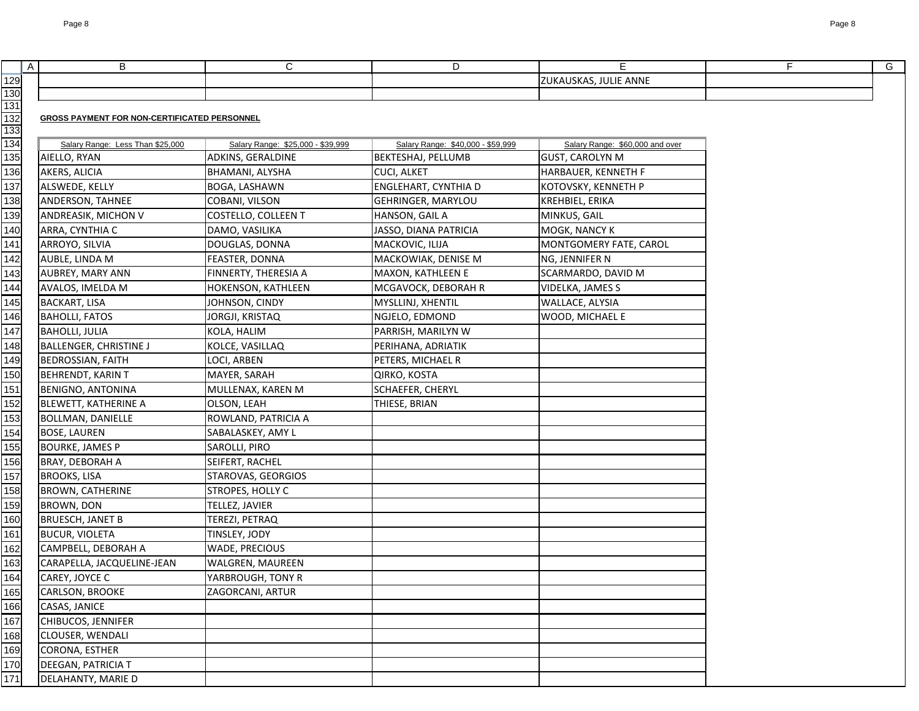| | | | |
|---|---|---|---|
| | | | ZUKAUSKAS, JULIE ANNE |

**GROSS PAYMENT FOR NON-CERTIFICATED PERSONNEL**

| Salary Range: Less Than $25,000 | Salary Range: $25,000 - $39,999 | Salary Range: $40,000 - $59,999 | Salary Range: $60,000 and over |
|---|---|---|---|
| AIELLO, RYAN | ADKINS, GERALDINE | BEKTESHAJ, PELLUMB | GUST, CAROLYN M |
| AKERS, ALICIA | BHAMANI, ALYSHA | CUCI, ALKET | HARBAUER, KENNETH F |
| ALSWEDE, KELLY | BOGA, LASHAWN | ENGLEHART, CYNTHIA D | KOTOVSKY, KENNETH P |
| ANDERSON, TAHNEE | COBANI, VILSON | GEHRINGER, MARYLOU | KREHBIEL, ERIKA |
| ANDREASIK, MICHON V | COSTELLO, COLLEEN T | HANSON, GAIL A | MINKUS, GAIL |
| ARRA, CYNTHIA C | DAMO, VASILIKA | JASSO, DIANA PATRICIA | MOGK, NANCY K |
| ARROYO, SILVIA | DOUGLAS, DONNA | MACKOVIC, ILIJA | MONTGOMERY FATE, CAROL |
| AUBLE, LINDA M | FEASTER, DONNA | MACKOWIAK, DENISE M | NG, JENNIFER N |
| AUBREY, MARY ANN | FINNERTY, THERESIA A | MAXON, KATHLEEN E | SCARMARDO, DAVID M |
| AVALOS, IMELDA M | HOKENSON, KATHLEEN | MCGAVOCK, DEBORAH R | VIDELKA, JAMES S |
| BACKART, LISA | JOHNSON, CINDY | MYSLLINJ, XHENTIL | WALLACE, ALYSIA |
| BAHOLLI, FATOS | JORGJI, KRISTAQ | NGJELO, EDMOND | WOOD, MICHAEL E |
| BAHOLLI, JULIA | KOLA, HALIM | PARRISH, MARILYN W | |
| BALLENGER, CHRISTINE J | KOLCE, VASILLAQ | PERIHANA, ADRIATIK | |
| BEDROSSIAN, FAITH | LOCI, ARBEN | PETERS, MICHAEL R | |
| BEHRENDT, KARIN T | MAYER, SARAH | QIRKO, KOSTA | |
| BENIGNO, ANTONINA | MULLENAX, KAREN M | SCHAEFER, CHERYL | |
| BLEWETT, KATHERINE A | OLSON, LEAH | THIESE, BRIAN | |
| BOLLMAN, DANIELLE | ROWLAND, PATRICIA A | | |
| BOSE, LAUREN | SABALASKEY, AMY L | | |
| BOURKE, JAMES P | SAROLLI, PIRO | | |
| BRAY, DEBORAH A | SEIFERT, RACHEL | | |
| BROOKS, LISA | STAROVAS, GEORGIOS | | |
| BROWN, CATHERINE | STROPES, HOLLY C | | |
| BROWN, DON | TELLEZ, JAVIER | | |
| BRUESCH, JANET B | TEREZI, PETRAQ | | |
| BUCUR, VIOLETA | TINSLEY, JODY | | |
| CAMPBELL, DEBORAH A | WADE, PRECIOUS | | |
| CARAPELLA, JACQUELINE-JEAN | WALGREN, MAUREEN | | |
| CAREY, JOYCE C | YARBROUGH, TONY R | | |
| CARLSON, BROOKE | ZAGORCANI, ARTUR | | |
| CASAS, JANICE | | | |
| CHIBUCOS, JENNIFER | | | |
| CLOUSER, WENDALI | | | |
| CORONA, ESTHER | | | |
| DEEGAN, PATRICIA T | | | |
| DELAHANTY, MARIE D | | | |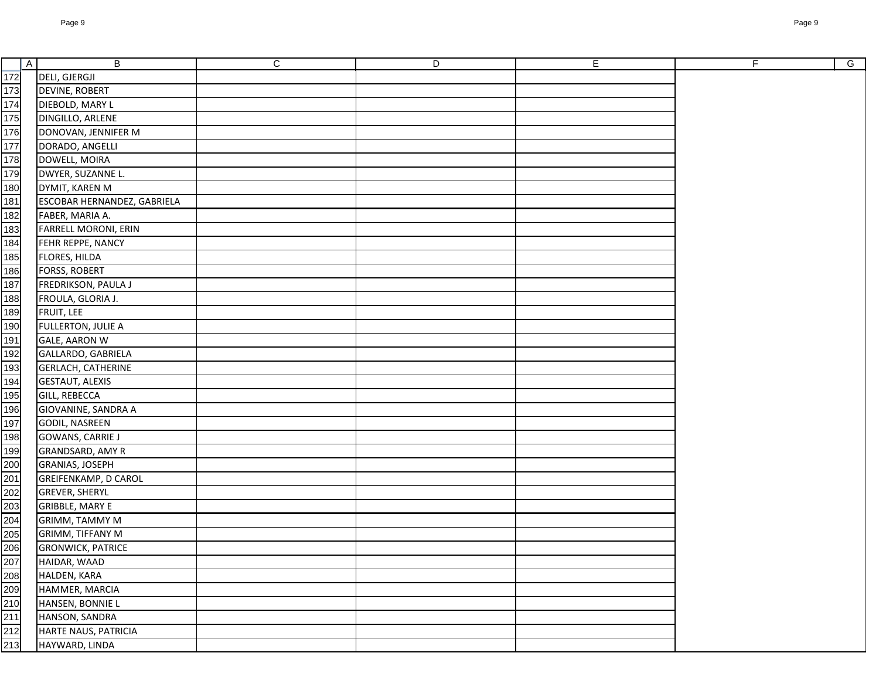| | A | B | C | D | E | F | G |
|---|---|---|---|---|---|---|---|
| 172 | | DELI, GJERGJI | | | | | |
| 173 | | DEVINE, ROBERT | | | | | |
| 174 | | DIEBOLD, MARY L | | | | | |
| 175 | | DINGILLO, ARLENE | | | | | |
| 176 | | DONOVAN, JENNIFER M | | | | | |
| 177 | | DORADO, ANGELLI | | | | | |
| 178 | | DOWELL, MOIRA | | | | | |
| 179 | | DWYER, SUZANNE L. | | | | | |
| 180 | | DYMIT, KAREN M | | | | | |
| 181 | | ESCOBAR HERNANDEZ, GABRIELA | | | | | |
| 182 | | FABER, MARIA A. | | | | | |
| 183 | | FARRELL MORONI, ERIN | | | | | |
| 184 | | FEHR REPPE, NANCY | | | | | |
| 185 | | FLORES, HILDA | | | | | |
| 186 | | FORSS, ROBERT | | | | | |
| 187 | | FREDRIKSON, PAULA J | | | | | |
| 188 | | FROULA, GLORIA J. | | | | | |
| 189 | | FRUIT, LEE | | | | | |
| 190 | | FULLERTON, JULIE A | | | | | |
| 191 | | GALE, AARON W | | | | | |
| 192 | | GALLARDO, GABRIELA | | | | | |
| 193 | | GERLACH, CATHERINE | | | | | |
| 194 | | GESTAUT, ALEXIS | | | | | |
| 195 | | GILL, REBECCA | | | | | |
| 196 | | GIOVANINE, SANDRA A | | | | | |
| 197 | | GODIL, NASREEN | | | | | |
| 198 | | GOWANS, CARRIE J | | | | | |
| 199 | | GRANDSARD, AMY R | | | | | |
| 200 | | GRANIAS, JOSEPH | | | | | |
| 201 | | GREIFENKAMP, D CAROL | | | | | |
| 202 | | GREVER, SHERYL | | | | | |
| 203 | | GRIBBLE, MARY E | | | | | |
| 204 | | GRIMM, TAMMY M | | | | | |
| 205 | | GRIMM, TIFFANY M | | | | | |
| 206 | | GRONWICK, PATRICE | | | | | |
| 207 | | HAIDAR, WAAD | | | | | |
| 208 | | HALDEN, KARA | | | | | |
| 209 | | HAMMER, MARCIA | | | | | |
| 210 | | HANSEN, BONNIE L | | | | | |
| 211 | | HANSON, SANDRA | | | | | |
| 212 | | HARTE NAUS, PATRICIA | | | | | |
| 213 | | HAYWARD, LINDA | | | | | |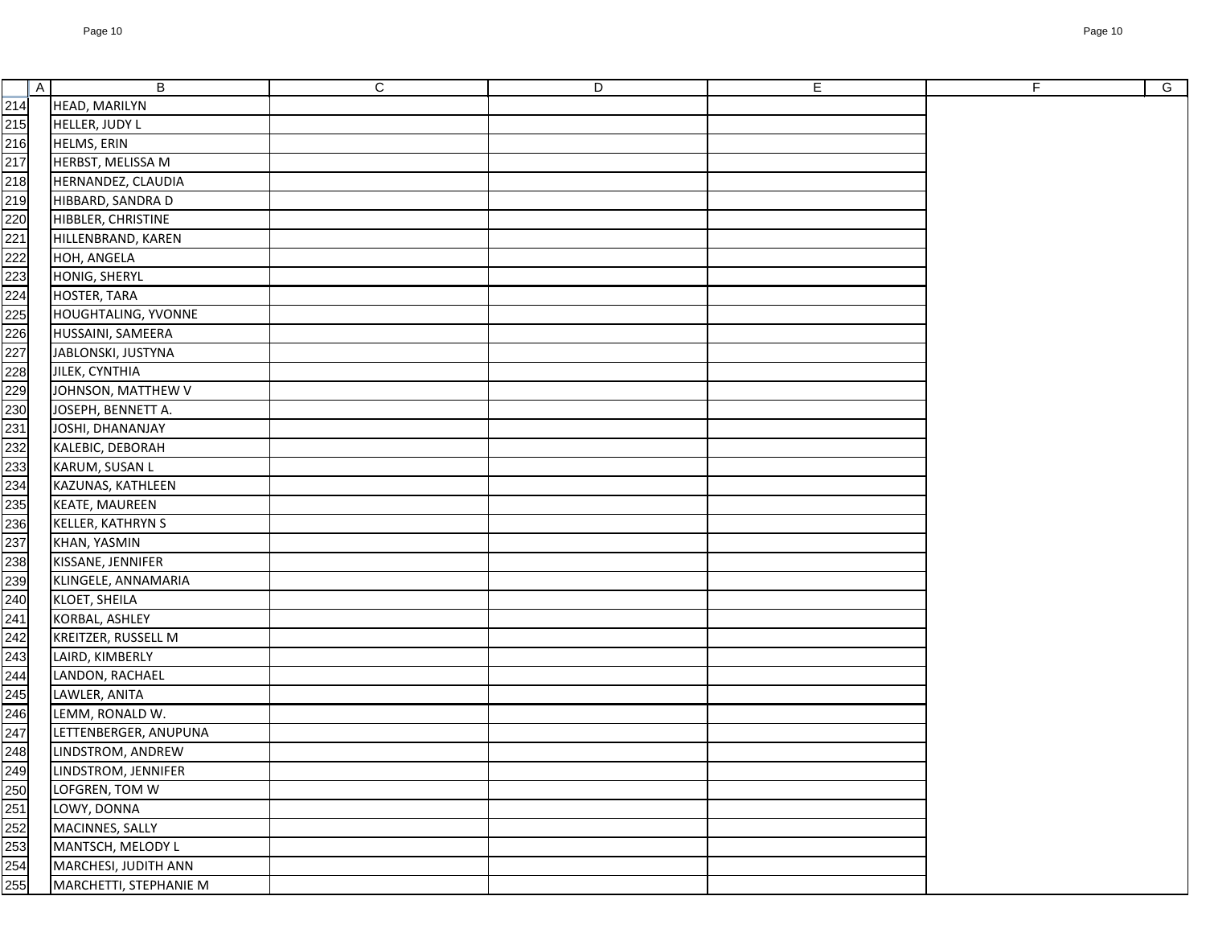| | A | B | C | D | E | F | G |
|---|---|---|---|---|---|---|---|
| 214 | | HEAD, MARILYN | | | | | |
| 215 | | HELLER, JUDY L | | | | | |
| 216 | | HELMS, ERIN | | | | | |
| 217 | | HERBST, MELISSA M | | | | | |
| 218 | | HERNANDEZ, CLAUDIA | | | | | |
| 219 | | HIBBARD, SANDRA D | | | | | |
| 220 | | HIBBLER, CHRISTINE | | | | | |
| 221 | | HILLENBRAND, KAREN | | | | | |
| 222 | | HOH, ANGELA | | | | | |
| 223 | | HONIG, SHERYL | | | | | |
| 224 | | HOSTER, TARA | | | | | |
| 225 | | HOUGHTALING, YVONNE | | | | | |
| 226 | | HUSSAINI, SAMEERA | | | | | |
| 227 | | JABLONSKI, JUSTYNA | | | | | |
| 228 | | JILEK, CYNTHIA | | | | | |
| 229 | | JOHNSON, MATTHEW V | | | | | |
| 230 | | JOSEPH, BENNETT A. | | | | | |
| 231 | | JOSHI, DHANANJAY | | | | | |
| 232 | | KALEBIC, DEBORAH | | | | | |
| 233 | | KARUM, SUSAN L | | | | | |
| 234 | | KAZUNAS, KATHLEEN | | | | | |
| 235 | | KEATE, MAUREEN | | | | | |
| 236 | | KELLER, KATHRYN S | | | | | |
| 237 | | KHAN, YASMIN | | | | | |
| 238 | | KISSANE, JENNIFER | | | | | |
| 239 | | KLINGELE, ANNAMARIA | | | | | |
| 240 | | KLOET, SHEILA | | | | | |
| 241 | | KORBAL, ASHLEY | | | | | |
| 242 | | KREITZER, RUSSELL M | | | | | |
| 243 | | LAIRD, KIMBERLY | | | | | |
| 244 | | LANDON, RACHAEL | | | | | |
| 245 | | LAWLER, ANITA | | | | | |
| 246 | | LEMM, RONALD W. | | | | | |
| 247 | | LETTENBERGER, ANUPUNA | | | | | |
| 248 | | LINDSTROM, ANDREW | | | | | |
| 249 | | LINDSTROM, JENNIFER | | | | | |
| 250 | | LOFGREN, TOM W | | | | | |
| 251 | | LOWY, DONNA | | | | | |
| 252 | | MACINNES, SALLY | | | | | |
| 253 | | MANTSCH, MELODY L | | | | | |
| 254 | | MARCHESI, JUDITH ANN | | | | | |
| 255 | | MARCHETTI, STEPHANIE M | | | | | |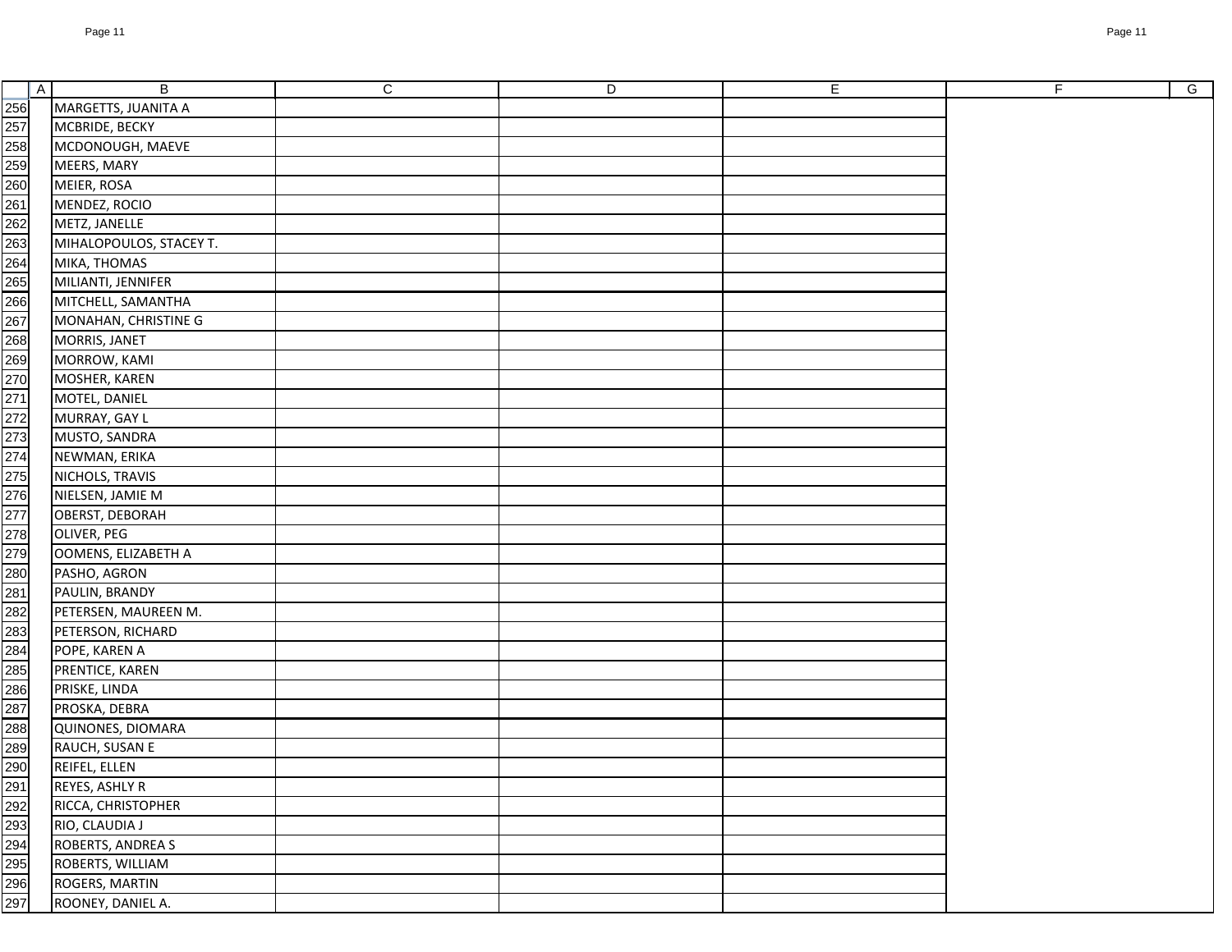| | A | B | C | D | E | F | G |
|---|---|---|---|---|---|---|---|
| 256 | | MARGETTS, JUANITA A | | | | | |
| 257 | | MCBRIDE, BECKY | | | | | |
| 258 | | MCDONOUGH, MAEVE | | | | | |
| 259 | | MEERS, MARY | | | | | |
| 260 | | MEIER, ROSA | | | | | |
| 261 | | MENDEZ, ROCIO | | | | | |
| 262 | | METZ, JANELLE | | | | | |
| 263 | | MIHALOPOULOS, STACEY T. | | | | | |
| 264 | | MIKA, THOMAS | | | | | |
| 265 | | MILIANTI, JENNIFER | | | | | |
| 266 | | MITCHELL, SAMANTHA | | | | | |
| 267 | | MONAHAN, CHRISTINE G | | | | | |
| 268 | | MORRIS, JANET | | | | | |
| 269 | | MORROW, KAMI | | | | | |
| 270 | | MOSHER, KAREN | | | | | |
| 271 | | MOTEL, DANIEL | | | | | |
| 272 | | MURRAY, GAY L | | | | | |
| 273 | | MUSTO, SANDRA | | | | | |
| 274 | | NEWMAN, ERIKA | | | | | |
| 275 | | NICHOLS, TRAVIS | | | | | |
| 276 | | NIELSEN, JAMIE M | | | | | |
| 277 | | OBERST, DEBORAH | | | | | |
| 278 | | OLIVER, PEG | | | | | |
| 279 | | OOMENS, ELIZABETH A | | | | | |
| 280 | | PASHO, AGRON | | | | | |
| 281 | | PAULIN, BRANDY | | | | | |
| 282 | | PETERSEN, MAUREEN M. | | | | | |
| 283 | | PETERSON, RICHARD | | | | | |
| 284 | | POPE, KAREN A | | | | | |
| 285 | | PRENTICE, KAREN | | | | | |
| 286 | | PRISKE, LINDA | | | | | |
| 287 | | PROSKA, DEBRA | | | | | |
| 288 | | QUINONES, DIOMARA | | | | | |
| 289 | | RAUCH, SUSAN E | | | | | |
| 290 | | REIFEL, ELLEN | | | | | |
| 291 | | REYES, ASHLY R | | | | | |
| 292 | | RICCA, CHRISTOPHER | | | | | |
| 293 | | RIO, CLAUDIA J | | | | | |
| 294 | | ROBERTS, ANDREA S | | | | | |
| 295 | | ROBERTS, WILLIAM | | | | | |
| 296 | | ROGERS, MARTIN | | | | | |
| 297 | | ROONEY, DANIEL A. | | | | | |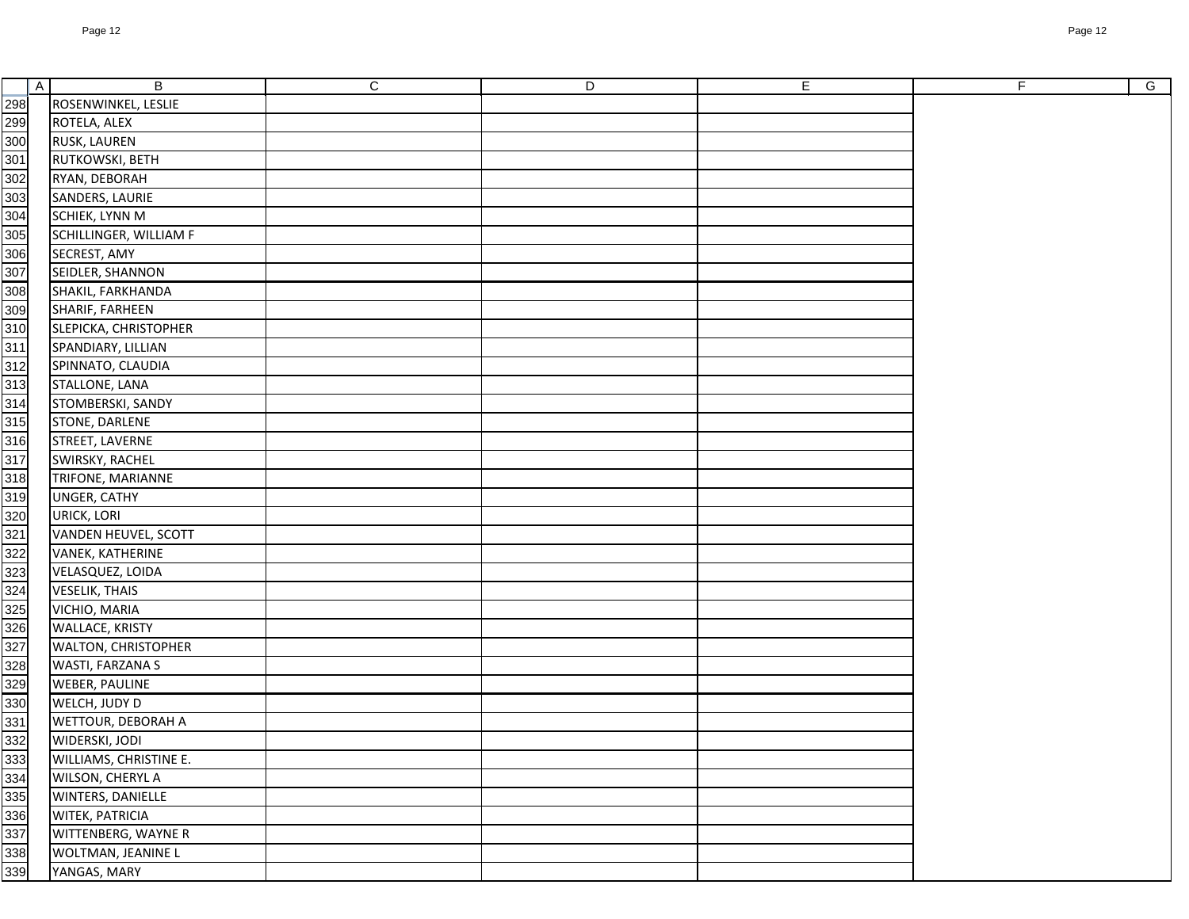| | A | B | C | D | E | F | G |
|---|---|---|---|---|---|---|---|
| 298 | | ROSENWINKEL, LESLIE | | | | | |
| 299 | | ROTELA, ALEX | | | | | |
| 300 | | RUSK, LAUREN | | | | | |
| 301 | | RUTKOWSKI, BETH | | | | | |
| 302 | | RYAN, DEBORAH | | | | | |
| 303 | | SANDERS, LAURIE | | | | | |
| 304 | | SCHIEK, LYNN M | | | | | |
| 305 | | SCHILLINGER, WILLIAM F | | | | | |
| 306 | | SECREST, AMY | | | | | |
| 307 | | SEIDLER, SHANNON | | | | | |
| 308 | | SHAKIL, FARKHANDA | | | | | |
| 309 | | SHARIF, FARHEEN | | | | | |
| 310 | | SLEPICKA, CHRISTOPHER | | | | | |
| 311 | | SPANDIARY, LILLIAN | | | | | |
| 312 | | SPINNATO, CLAUDIA | | | | | |
| 313 | | STALLONE, LANA | | | | | |
| 314 | | STOMBERSKI, SANDY | | | | | |
| 315 | | STONE, DARLENE | | | | | |
| 316 | | STREET, LAVERNE | | | | | |
| 317 | | SWIRSKY, RACHEL | | | | | |
| 318 | | TRIFONE, MARIANNE | | | | | |
| 319 | | UNGER, CATHY | | | | | |
| 320 | | URICK, LORI | | | | | |
| 321 | | VANDEN HEUVEL, SCOTT | | | | | |
| 322 | | VANEK, KATHERINE | | | | | |
| 323 | | VELASQUEZ, LOIDA | | | | | |
| 324 | | VESELIK, THAIS | | | | | |
| 325 | | VICHIO, MARIA | | | | | |
| 326 | | WALLACE, KRISTY | | | | | |
| 327 | | WALTON, CHRISTOPHER | | | | | |
| 328 | | WASTI, FARZANA S | | | | | |
| 329 | | WEBER, PAULINE | | | | | |
| 330 | | WELCH, JUDY D | | | | | |
| 331 | | WETTOUR, DEBORAH A | | | | | |
| 332 | | WIDERSKI, JODI | | | | | |
| 333 | | WILLIAMS, CHRISTINE E. | | | | | |
| 334 | | WILSON, CHERYL A | | | | | |
| 335 | | WINTERS, DANIELLE | | | | | |
| 336 | | WITEK, PATRICIA | | | | | |
| 337 | | WITTENBERG, WAYNE R | | | | | |
| 338 | | WOLTMAN, JEANINE L | | | | | |
| 339 | | YANGAS, MARY | | | | | |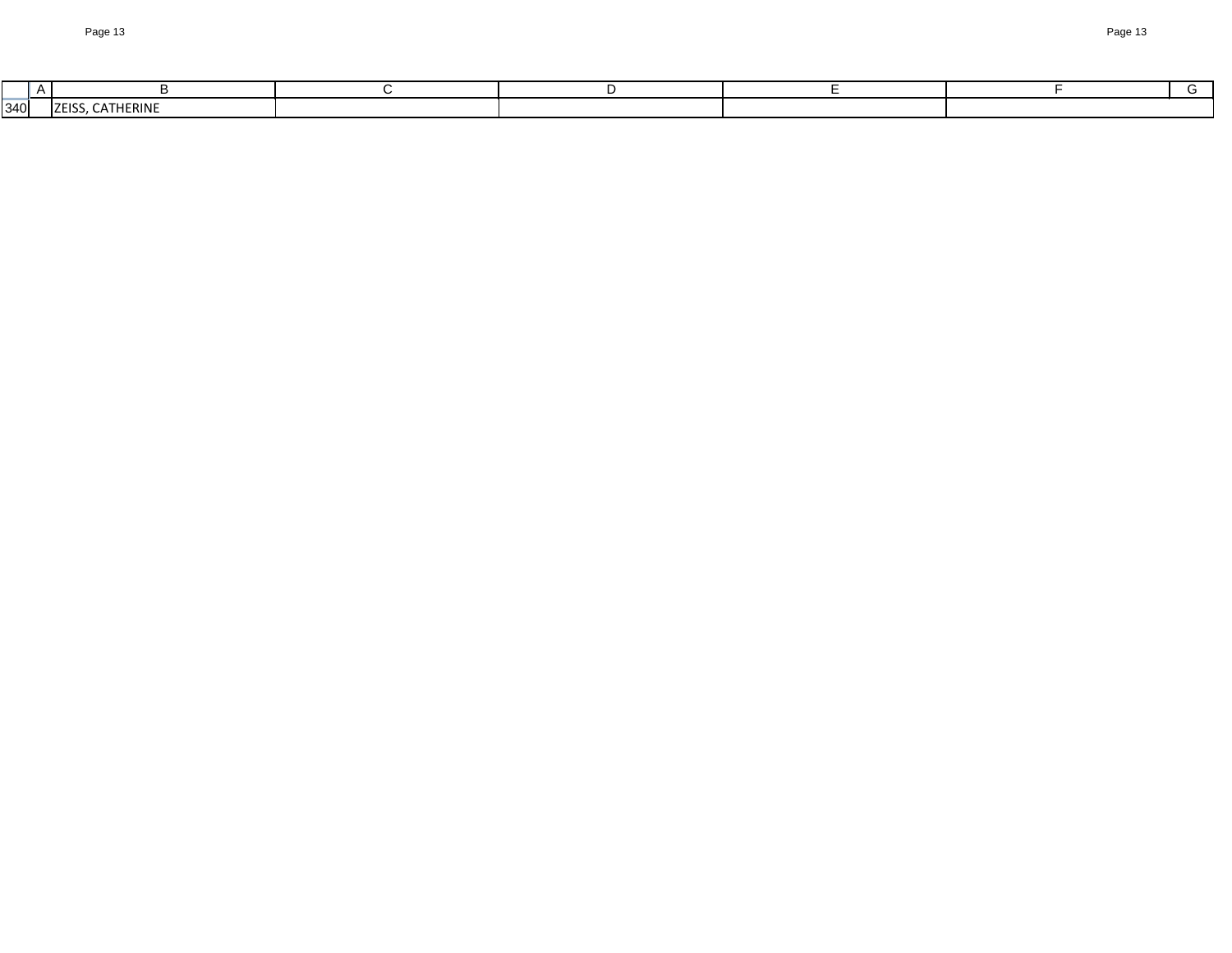| | A | B | C | D | E | F | G |
|---|---|---|---|---|---|---|---|
| 340 | | ZEISS, CATHERINE | | | | | |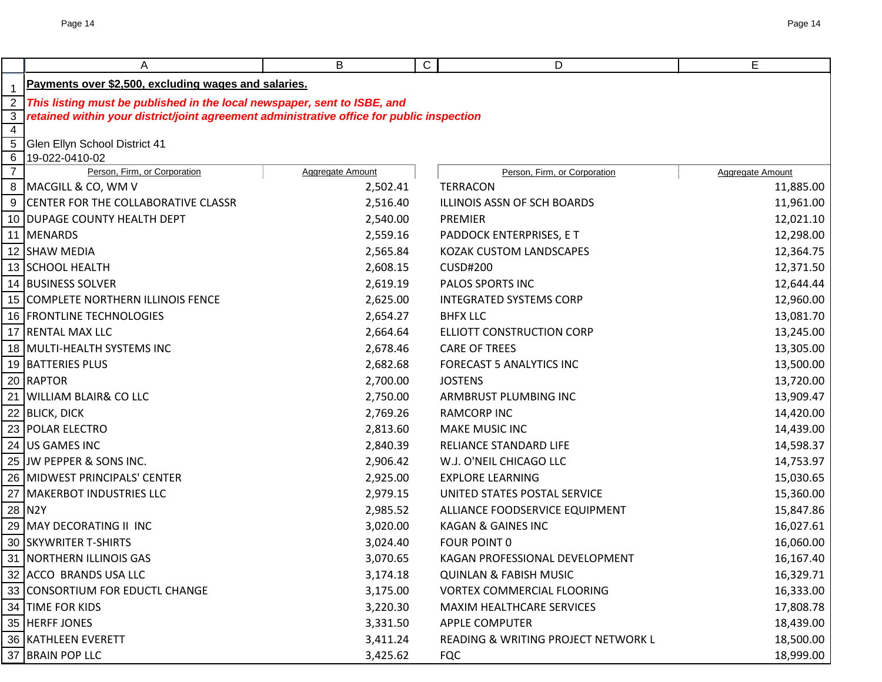**Payments over $2,500, excluding wages and salaries.**

***This listing must be published in the local newspaper, sent to ISBE, and retained within your district/joint agreement administrative office for public inspection***

Glen Ellyn School District 41
19-022-0410-02

| Person, Firm, or Corporation | Aggregate Amount | Person, Firm, or Corporation | Aggregate Amount |
|---|---|---|---|
| MACGILL & CO, WM V | 2,502.41 | TERRACON | 11,885.00 |
| CENTER FOR THE COLLABORATIVE CLASSR | 2,516.40 | ILLINOIS ASSN OF SCH BOARDS | 11,961.00 |
| DUPAGE COUNTY HEALTH DEPT | 2,540.00 | PREMIER | 12,021.10 |
| MENARDS | 2,559.16 | PADDOCK ENTERPRISES, E T | 12,298.00 |
| SHAW MEDIA | 2,565.84 | KOZAK CUSTOM LANDSCAPES | 12,364.75 |
| SCHOOL HEALTH | 2,608.15 | CUSD#200 | 12,371.50 |
| BUSINESS SOLVER | 2,619.19 | PALOS SPORTS INC | 12,644.44 |
| COMPLETE NORTHERN ILLINOIS FENCE | 2,625.00 | INTEGRATED SYSTEMS CORP | 12,960.00 |
| FRONTLINE TECHNOLOGIES | 2,654.27 | BHFX LLC | 13,081.70 |
| RENTAL MAX LLC | 2,664.64 | ELLIOTT CONSTRUCTION CORP | 13,245.00 |
| MULTI-HEALTH SYSTEMS INC | 2,678.46 | CARE OF TREES | 13,305.00 |
| BATTERIES PLUS | 2,682.68 | FORECAST 5 ANALYTICS INC | 13,500.00 |
| RAPTOR | 2,700.00 | JOSTENS | 13,720.00 |
| WILLIAM BLAIR& CO LLC | 2,750.00 | ARMBRUST PLUMBING INC | 13,909.47 |
| BLICK, DICK | 2,769.26 | RAMCORP INC | 14,420.00 |
| POLAR ELECTRO | 2,813.60 | MAKE MUSIC INC | 14,439.00 |
| US GAMES INC | 2,840.39 | RELIANCE STANDARD LIFE | 14,598.37 |
| JW PEPPER & SONS INC. | 2,906.42 | W.J. O'NEIL CHICAGO LLC | 14,753.97 |
| MIDWEST PRINCIPALS' CENTER | 2,925.00 | EXPLORE LEARNING | 15,030.65 |
| MAKERBOT INDUSTRIES LLC | 2,979.15 | UNITED STATES POSTAL SERVICE | 15,360.00 |
| N2Y | 2,985.52 | ALLIANCE FOODSERVICE EQUIPMENT | 15,847.86 |
| MAY DECORATING II INC | 3,020.00 | KAGAN & GAINES INC | 16,027.61 |
| SKYWRITER T-SHIRTS | 3,024.40 | FOUR POINT 0 | 16,060.00 |
| NORTHERN ILLINOIS GAS | 3,070.65 | KAGAN PROFESSIONAL DEVELOPMENT | 16,167.40 |
| ACCO BRANDS USA LLC | 3,174.18 | QUINLAN & FABISH MUSIC | 16,329.71 |
| CONSORTIUM FOR EDUCTL CHANGE | 3,175.00 | VORTEX COMMERCIAL FLOORING | 16,333.00 |
| TIME FOR KIDS | 3,220.30 | MAXIM HEALTHCARE SERVICES | 17,808.78 |
| HERFF JONES | 3,331.50 | APPLE COMPUTER | 18,439.00 |
| KATHLEEN EVERETT | 3,411.24 | READING & WRITING PROJECT NETWORK L | 18,500.00 |
| BRAIN POP LLC | 3,425.62 | FQC | 18,999.00 |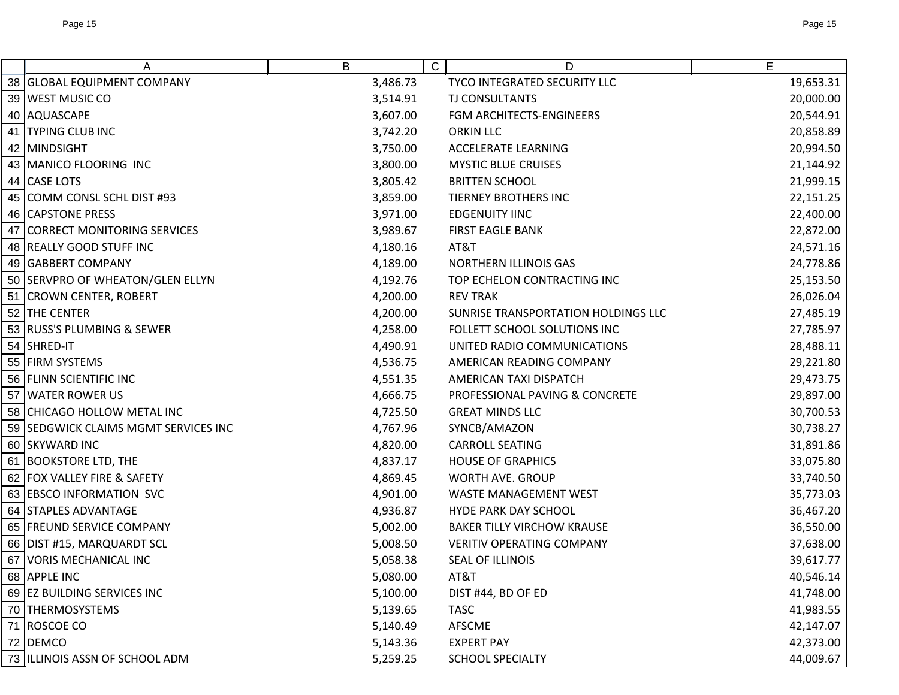| | A | B | C | D | E |
|---|---|---|---|---|---|
| 38 | GLOBAL EQUIPMENT COMPANY | 3,486.73 | | TYCO INTEGRATED SECURITY LLC | 19,653.31 |
| 39 | WEST MUSIC CO | 3,514.91 | | TJ CONSULTANTS | 20,000.00 |
| 40 | AQUASCAPE | 3,607.00 | | FGM ARCHITECTS-ENGINEERS | 20,544.91 |
| 41 | TYPING CLUB INC | 3,742.20 | | ORKIN LLC | 20,858.89 |
| 42 | MINDSIGHT | 3,750.00 | | ACCELERATE LEARNING | 20,994.50 |
| 43 | MANICO FLOORING INC | 3,800.00 | | MYSTIC BLUE CRUISES | 21,144.92 |
| 44 | CASE LOTS | 3,805.42 | | BRITTEN SCHOOL | 21,999.15 |
| 45 | COMM CONSL SCHL DIST #93 | 3,859.00 | | TIERNEY BROTHERS INC | 22,151.25 |
| 46 | CAPSTONE PRESS | 3,971.00 | | EDGENUITY IINC | 22,400.00 |
| 47 | CORRECT MONITORING SERVICES | 3,989.67 | | FIRST EAGLE BANK | 22,872.00 |
| 48 | REALLY GOOD STUFF INC | 4,180.16 | | AT&T | 24,571.16 |
| 49 | GABBERT COMPANY | 4,189.00 | | NORTHERN ILLINOIS GAS | 24,778.86 |
| 50 | SERVPRO OF WHEATON/GLEN ELLYN | 4,192.76 | | TOP ECHELON CONTRACTING INC | 25,153.50 |
| 51 | CROWN CENTER, ROBERT | 4,200.00 | | REV TRAK | 26,026.04 |
| 52 | THE CENTER | 4,200.00 | | SUNRISE TRANSPORTATION HOLDINGS LLC | 27,485.19 |
| 53 | RUSS'S PLUMBING & SEWER | 4,258.00 | | FOLLETT SCHOOL SOLUTIONS INC | 27,785.97 |
| 54 | SHRED-IT | 4,490.91 | | UNITED RADIO COMMUNICATIONS | 28,488.11 |
| 55 | FIRM SYSTEMS | 4,536.75 | | AMERICAN READING COMPANY | 29,221.80 |
| 56 | FLINN SCIENTIFIC INC | 4,551.35 | | AMERICAN TAXI DISPATCH | 29,473.75 |
| 57 | WATER ROWER US | 4,666.75 | | PROFESSIONAL PAVING & CONCRETE | 29,897.00 |
| 58 | CHICAGO HOLLOW METAL INC | 4,725.50 | | GREAT MINDS LLC | 30,700.53 |
| 59 | SEDGWICK CLAIMS MGMT SERVICES INC | 4,767.96 | | SYNCB/AMAZON | 30,738.27 |
| 60 | SKYWARD INC | 4,820.00 | | CARROLL SEATING | 31,891.86 |
| 61 | BOOKSTORE LTD, THE | 4,837.17 | | HOUSE OF GRAPHICS | 33,075.80 |
| 62 | FOX VALLEY FIRE & SAFETY | 4,869.45 | | WORTH AVE. GROUP | 33,740.50 |
| 63 | EBSCO INFORMATION SVC | 4,901.00 | | WASTE MANAGEMENT WEST | 35,773.03 |
| 64 | STAPLES ADVANTAGE | 4,936.87 | | HYDE PARK DAY SCHOOL | 36,467.20 |
| 65 | FREUND SERVICE COMPANY | 5,002.00 | | BAKER TILLY VIRCHOW KRAUSE | 36,550.00 |
| 66 | DIST #15, MARQUARDT SCL | 5,008.50 | | VERITIV OPERATING COMPANY | 37,638.00 |
| 67 | VORIS MECHANICAL INC | 5,058.38 | | SEAL OF ILLINOIS | 39,617.77 |
| 68 | APPLE INC | 5,080.00 | | AT&T | 40,546.14 |
| 69 | EZ BUILDING SERVICES INC | 5,100.00 | | DIST #44, BD OF ED | 41,748.00 |
| 70 | THERMOSYSTEMS | 5,139.65 | | TASC | 41,983.55 |
| 71 | ROSCOE CO | 5,140.49 | | AFSCME | 42,147.07 |
| 72 | DEMCO | 5,143.36 | | EXPERT PAY | 42,373.00 |
| 73 | ILLINOIS ASSN OF SCHOOL ADM | 5,259.25 | | SCHOOL SPECIALTY | 44,009.67 |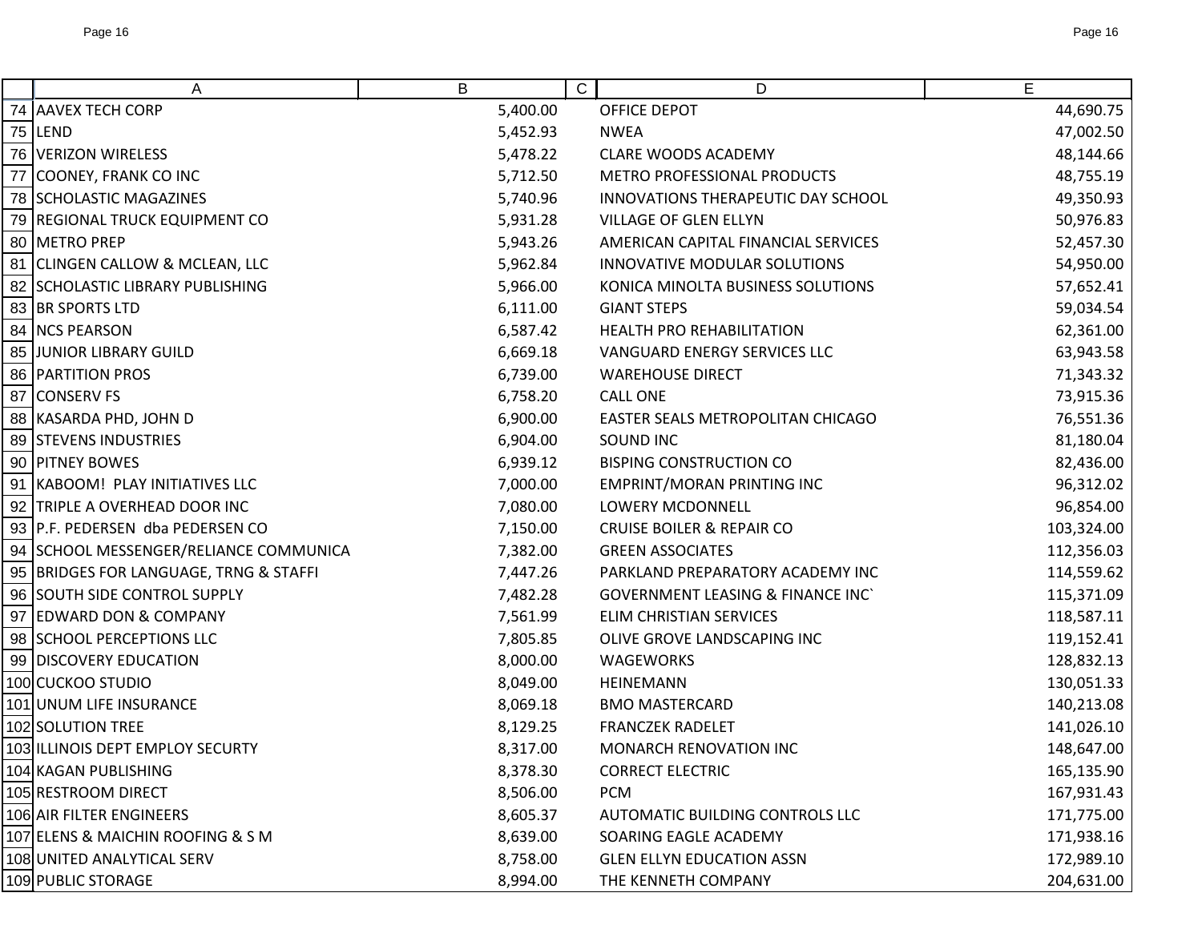| | A | B | C | D | E |
|---|---|---|---|---|---|
| 74 | AAVEX TECH CORP | 5,400.00 | | OFFICE DEPOT | 44,690.75 |
| 75 | LEND | 5,452.93 | | NWEA | 47,002.50 |
| 76 | VERIZON WIRELESS | 5,478.22 | | CLARE WOODS ACADEMY | 48,144.66 |
| 77 | COONEY, FRANK CO INC | 5,712.50 | | METRO PROFESSIONAL PRODUCTS | 48,755.19 |
| 78 | SCHOLASTIC MAGAZINES | 5,740.96 | | INNOVATIONS THERAPEUTIC DAY SCHOOL | 49,350.93 |
| 79 | REGIONAL TRUCK EQUIPMENT CO | 5,931.28 | | VILLAGE OF GLEN ELLYN | 50,976.83 |
| 80 | METRO PREP | 5,943.26 | | AMERICAN CAPITAL FINANCIAL SERVICES | 52,457.30 |
| 81 | CLINGEN CALLOW & MCLEAN, LLC | 5,962.84 | | INNOVATIVE MODULAR SOLUTIONS | 54,950.00 |
| 82 | SCHOLASTIC LIBRARY PUBLISHING | 5,966.00 | | KONICA MINOLTA BUSINESS SOLUTIONS | 57,652.41 |
| 83 | BR SPORTS LTD | 6,111.00 | | GIANT STEPS | 59,034.54 |
| 84 | NCS PEARSON | 6,587.42 | | HEALTH PRO REHABILITATION | 62,361.00 |
| 85 | JUNIOR LIBRARY GUILD | 6,669.18 | | VANGUARD ENERGY SERVICES LLC | 63,943.58 |
| 86 | PARTITION PROS | 6,739.00 | | WAREHOUSE DIRECT | 71,343.32 |
| 87 | CONSERV FS | 6,758.20 | | CALL ONE | 73,915.36 |
| 88 | KASARDA PHD, JOHN D | 6,900.00 | | EASTER SEALS METROPOLITAN CHICAGO | 76,551.36 |
| 89 | STEVENS INDUSTRIES | 6,904.00 | | SOUND INC | 81,180.04 |
| 90 | PITNEY BOWES | 6,939.12 | | BISPING CONSTRUCTION CO | 82,436.00 |
| 91 | KABOOM! PLAY INITIATIVES LLC | 7,000.00 | | EMPRINT/MORAN PRINTING INC | 96,312.02 |
| 92 | TRIPLE A OVERHEAD DOOR INC | 7,080.00 | | LOWERY MCDONNELL | 96,854.00 |
| 93 | P.F. PEDERSEN dba PEDERSEN CO | 7,150.00 | | CRUISE BOILER & REPAIR CO | 103,324.00 |
| 94 | SCHOOL MESSENGER/RELIANCE COMMUNICA | 7,382.00 | | GREEN ASSOCIATES | 112,356.03 |
| 95 | BRIDGES FOR LANGUAGE, TRNG & STAFFI | 7,447.26 | | PARKLAND PREPARATORY ACADEMY INC | 114,559.62 |
| 96 | SOUTH SIDE CONTROL SUPPLY | 7,482.28 | | GOVERNMENT LEASING & FINANCE INC` | 115,371.09 |
| 97 | EDWARD DON & COMPANY | 7,561.99 | | ELIM CHRISTIAN SERVICES | 118,587.11 |
| 98 | SCHOOL PERCEPTIONS LLC | 7,805.85 | | OLIVE GROVE LANDSCAPING INC | 119,152.41 |
| 99 | DISCOVERY EDUCATION | 8,000.00 | | WAGEWORKS | 128,832.13 |
| 100 | CUCKOO STUDIO | 8,049.00 | | HEINEMANN | 130,051.33 |
| 101 | UNUM LIFE INSURANCE | 8,069.18 | | BMO MASTERCARD | 140,213.08 |
| 102 | SOLUTION TREE | 8,129.25 | | FRANCZEK RADELET | 141,026.10 |
| 103 | ILLINOIS DEPT EMPLOY SECURTY | 8,317.00 | | MONARCH RENOVATION INC | 148,647.00 |
| 104 | KAGAN PUBLISHING | 8,378.30 | | CORRECT ELECTRIC | 165,135.90 |
| 105 | RESTROOM DIRECT | 8,506.00 | | PCM | 167,931.43 |
| 106 | AIR FILTER ENGINEERS | 8,605.37 | | AUTOMATIC BUILDING CONTROLS LLC | 171,775.00 |
| 107 | ELENS & MAICHIN ROOFING & S M | 8,639.00 | | SOARING EAGLE ACADEMY | 171,938.16 |
| 108 | UNITED ANALYTICAL SERV | 8,758.00 | | GLEN ELLYN EDUCATION ASSN | 172,989.10 |
| 109 | PUBLIC STORAGE | 8,994.00 | | THE KENNETH COMPANY | 204,631.00 |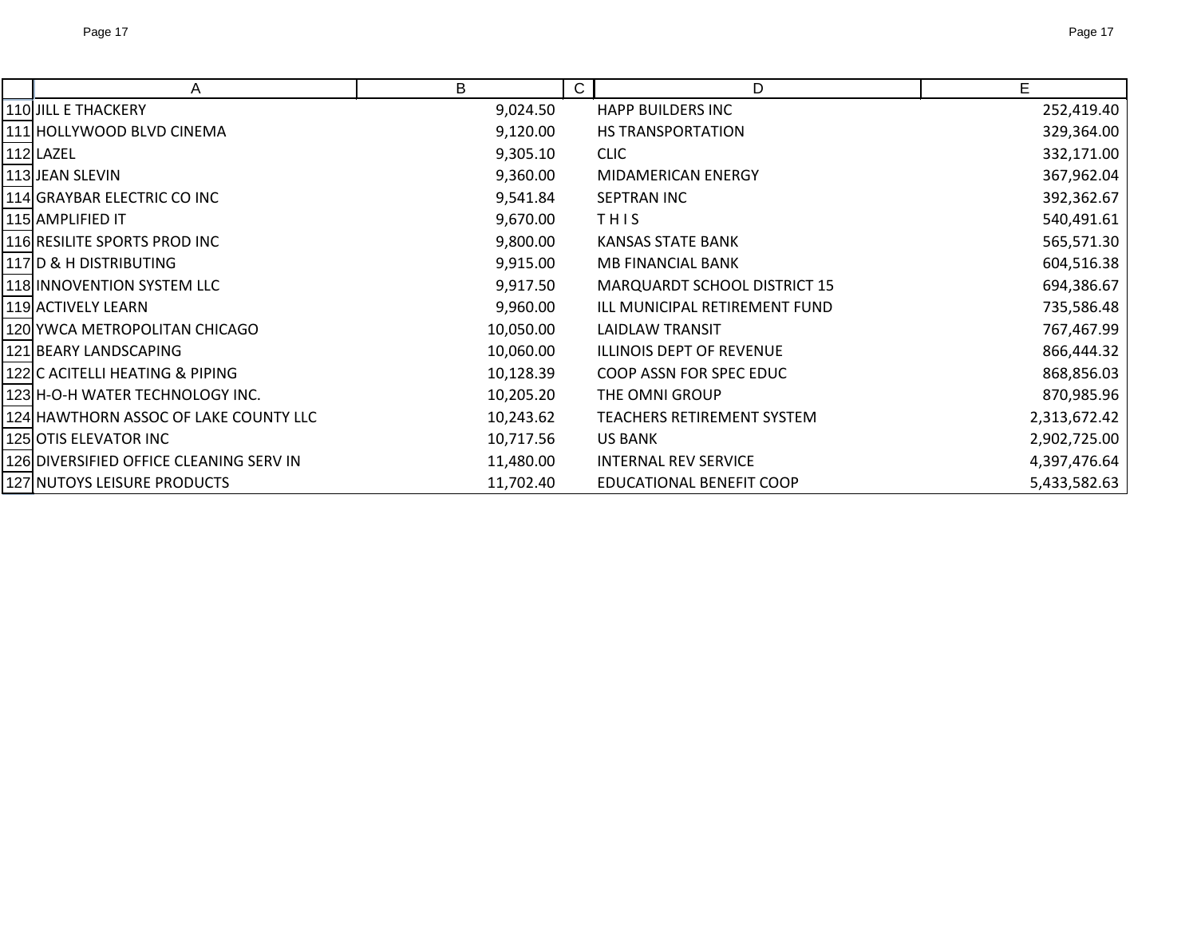| | A | B | C | D | E |
|---|---|---|---|---|---|
| 110 | JILL E THACKERY | 9,024.50 | | HAPP BUILDERS INC | 252,419.40 |
| 111 | HOLLYWOOD BLVD CINEMA | 9,120.00 | | HS TRANSPORTATION | 329,364.00 |
| 112 | LAZEL | 9,305.10 | | CLIC | 332,171.00 |
| 113 | JEAN SLEVIN | 9,360.00 | | MIDAMERICAN ENERGY | 367,962.04 |
| 114 | GRAYBAR ELECTRIC CO INC | 9,541.84 | | SEPTRAN INC | 392,362.67 |
| 115 | AMPLIFIED IT | 9,670.00 | | T H I S | 540,491.61 |
| 116 | RESILITE SPORTS PROD INC | 9,800.00 | | KANSAS STATE BANK | 565,571.30 |
| 117 | D & H DISTRIBUTING | 9,915.00 | | MB FINANCIAL BANK | 604,516.38 |
| 118 | INNOVENTION SYSTEM LLC | 9,917.50 | | MARQUARDT SCHOOL DISTRICT 15 | 694,386.67 |
| 119 | ACTIVELY LEARN | 9,960.00 | | ILL MUNICIPAL RETIREMENT FUND | 735,586.48 |
| 120 | YWCA METROPOLITAN CHICAGO | 10,050.00 | | LAIDLAW TRANSIT | 767,467.99 |
| 121 | BEARY LANDSCAPING | 10,060.00 | | ILLINOIS DEPT OF REVENUE | 866,444.32 |
| 122 | C ACITELLI HEATING & PIPING | 10,128.39 | | COOP ASSN FOR SPEC EDUC | 868,856.03 |
| 123 | H-O-H WATER TECHNOLOGY INC. | 10,205.20 | | THE OMNI GROUP | 870,985.96 |
| 124 | HAWTHORN ASSOC OF LAKE COUNTY LLC | 10,243.62 | | TEACHERS RETIREMENT SYSTEM | 2,313,672.42 |
| 125 | OTIS ELEVATOR INC | 10,717.56 | | US BANK | 2,902,725.00 |
| 126 | DIVERSIFIED OFFICE CLEANING SERV IN | 11,480.00 | | INTERNAL REV SERVICE | 4,397,476.64 |
| 127 | NUTOYS LEISURE PRODUCTS | 11,702.40 | | EDUCATIONAL BENEFIT COOP | 5,433,582.63 |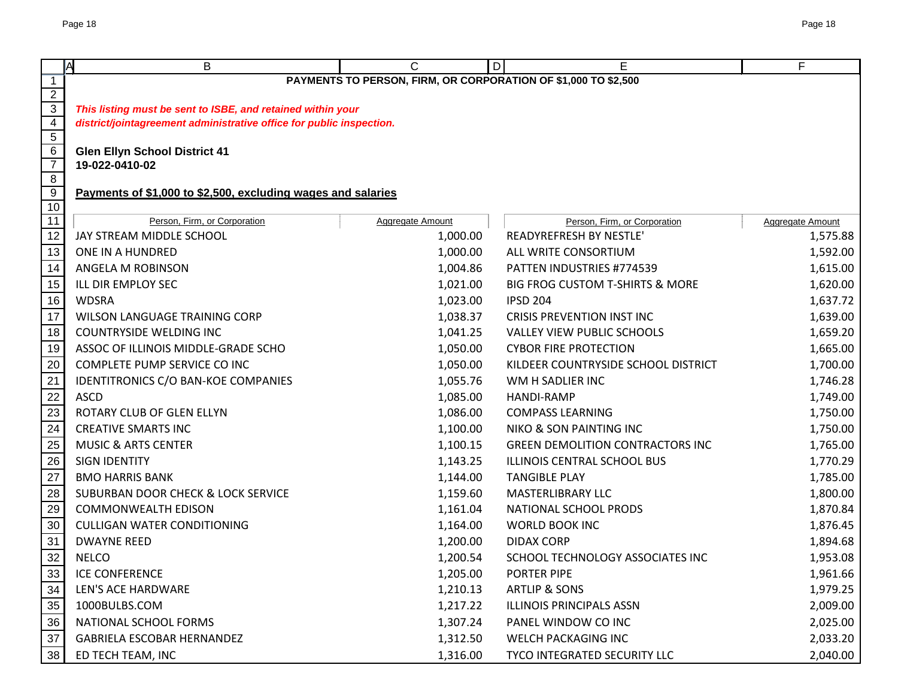**PAYMENTS TO PERSON, FIRM, OR CORPORATION OF $1,000 TO $2,500**

***This listing must be sent to ISBE, and retained within your district/jointagreement administrative office for public inspection.***

**Glen Ellyn School District 41**
**19-022-0410-02**

**Payments of $1,000 to $2,500, excluding wages and salaries**

| Person, Firm, or Corporation | Aggregate Amount | Person, Firm, or Corporation | Aggregate Amount |
|---|---|---|---|
| JAY STREAM MIDDLE SCHOOL | 1,000.00 | READYREFRESH BY NESTLE' | 1,575.88 |
| ONE IN A HUNDRED | 1,000.00 | ALL WRITE CONSORTIUM | 1,592.00 |
| ANGELA M ROBINSON | 1,004.86 | PATTEN INDUSTRIES #774539 | 1,615.00 |
| ILL DIR EMPLOY SEC | 1,021.00 | BIG FROG CUSTOM T-SHIRTS & MORE | 1,620.00 |
| WDSRA | 1,023.00 | IPSD 204 | 1,637.72 |
| WILSON LANGUAGE TRAINING CORP | 1,038.37 | CRISIS PREVENTION INST INC | 1,639.00 |
| COUNTRYSIDE WELDING INC | 1,041.25 | VALLEY VIEW PUBLIC SCHOOLS | 1,659.20 |
| ASSOC OF ILLINOIS MIDDLE-GRADE SCHO | 1,050.00 | CYBOR FIRE PROTECTION | 1,665.00 |
| COMPLETE PUMP SERVICE CO INC | 1,050.00 | KILDEER COUNTRYSIDE SCHOOL DISTRICT | 1,700.00 |
| IDENTITRONICS C/O BAN-KOE COMPANIES | 1,055.76 | WM H SADLIER INC | 1,746.28 |
| ASCD | 1,085.00 | HANDI-RAMP | 1,749.00 |
| ROTARY CLUB OF GLEN ELLYN | 1,086.00 | COMPASS LEARNING | 1,750.00 |
| CREATIVE SMARTS INC | 1,100.00 | NIKO & SON PAINTING INC | 1,750.00 |
| MUSIC & ARTS CENTER | 1,100.15 | GREEN DEMOLITION CONTRACTORS INC | 1,765.00 |
| SIGN IDENTITY | 1,143.25 | ILLINOIS CENTRAL SCHOOL BUS | 1,770.29 |
| BMO HARRIS BANK | 1,144.00 | TANGIBLE PLAY | 1,785.00 |
| SUBURBAN DOOR CHECK & LOCK SERVICE | 1,159.60 | MASTERLIBRARY LLC | 1,800.00 |
| COMMONWEALTH EDISON | 1,161.04 | NATIONAL SCHOOL PRODS | 1,870.84 |
| CULLIGAN WATER CONDITIONING | 1,164.00 | WORLD BOOK INC | 1,876.45 |
| DWAYNE REED | 1,200.00 | DIDAX CORP | 1,894.68 |
| NELCO | 1,200.54 | SCHOOL TECHNOLOGY ASSOCIATES INC | 1,953.08 |
| ICE CONFERENCE | 1,205.00 | PORTER PIPE | 1,961.66 |
| LEN'S ACE HARDWARE | 1,210.13 | ARTLIP & SONS | 1,979.25 |
| 1000BULBS.COM | 1,217.22 | ILLINOIS PRINCIPALS ASSN | 2,009.00 |
| NATIONAL SCHOOL FORMS | 1,307.24 | PANEL WINDOW CO INC | 2,025.00 |
| GABRIELA ESCOBAR HERNANDEZ | 1,312.50 | WELCH PACKAGING INC | 2,033.20 |
| ED TECH TEAM, INC | 1,316.00 | TYCO INTEGRATED SECURITY LLC | 2,040.00 |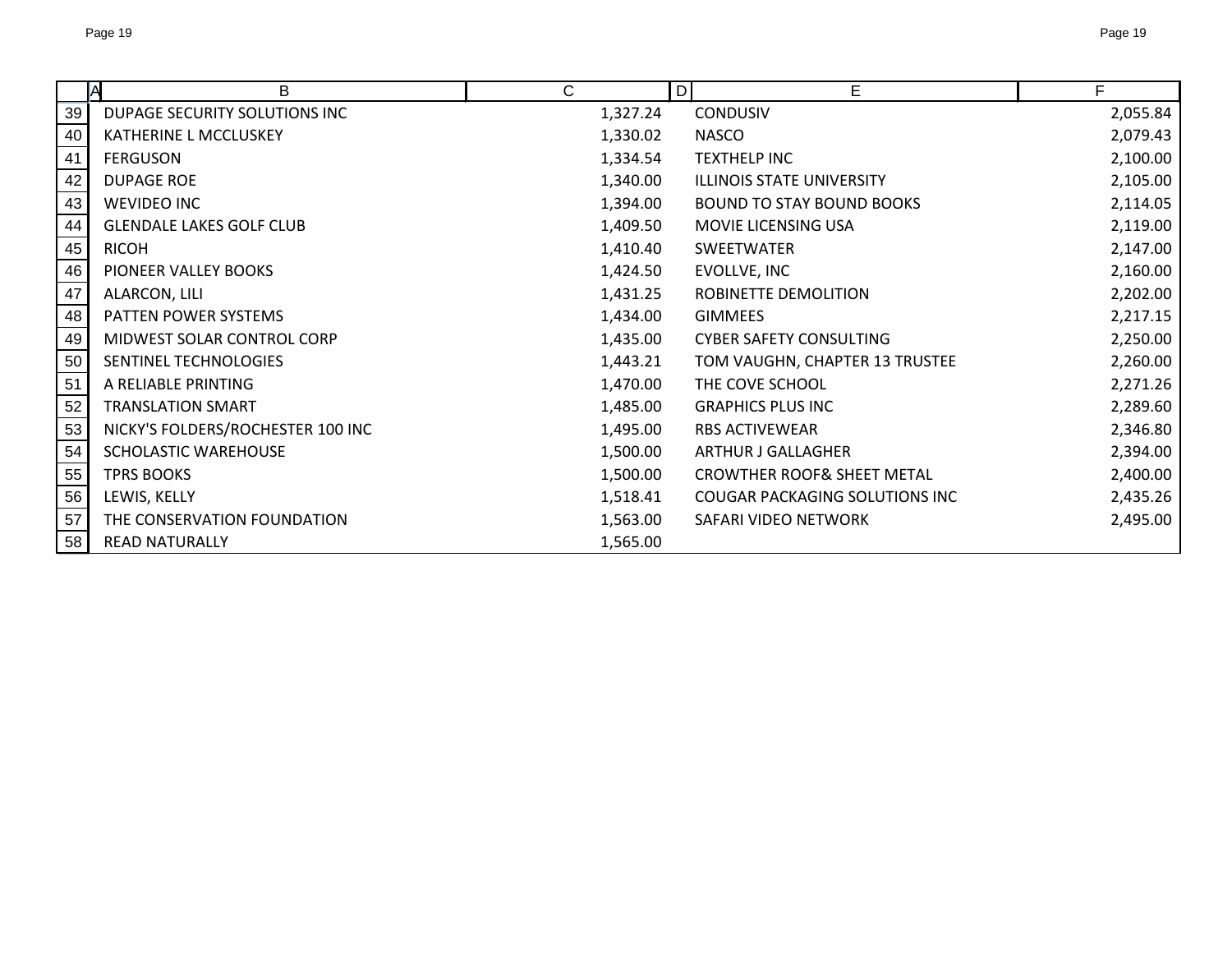| | A | B | C | D | E | F |
|---|---|---|---|---|---|---|
| 39 | | DUPAGE SECURITY SOLUTIONS INC | 1,327.24 | | CONDUSIV | 2,055.84 |
| 40 | | KATHERINE L MCCLUSKEY | 1,330.02 | | NASCO | 2,079.43 |
| 41 | | FERGUSON | 1,334.54 | | TEXTHELP INC | 2,100.00 |
| 42 | | DUPAGE ROE | 1,340.00 | | ILLINOIS STATE UNIVERSITY | 2,105.00 |
| 43 | | WEVIDEO INC | 1,394.00 | | BOUND TO STAY BOUND BOOKS | 2,114.05 |
| 44 | | GLENDALE LAKES GOLF CLUB | 1,409.50 | | MOVIE LICENSING USA | 2,119.00 |
| 45 | | RICOH | 1,410.40 | | SWEETWATER | 2,147.00 |
| 46 | | PIONEER VALLEY BOOKS | 1,424.50 | | EVOLLVE, INC | 2,160.00 |
| 47 | | ALARCON, LILI | 1,431.25 | | ROBINETTE DEMOLITION | 2,202.00 |
| 48 | | PATTEN POWER SYSTEMS | 1,434.00 | | GIMMEES | 2,217.15 |
| 49 | | MIDWEST SOLAR CONTROL CORP | 1,435.00 | | CYBER SAFETY CONSULTING | 2,250.00 |
| 50 | | SENTINEL TECHNOLOGIES | 1,443.21 | | TOM VAUGHN, CHAPTER 13 TRUSTEE | 2,260.00 |
| 51 | | A RELIABLE PRINTING | 1,470.00 | | THE COVE SCHOOL | 2,271.26 |
| 52 | | TRANSLATION SMART | 1,485.00 | | GRAPHICS PLUS INC | 2,289.60 |
| 53 | | NICKY'S FOLDERS/ROCHESTER 100 INC | 1,495.00 | | RBS ACTIVEWEAR | 2,346.80 |
| 54 | | SCHOLASTIC WAREHOUSE | 1,500.00 | | ARTHUR J GALLAGHER | 2,394.00 |
| 55 | | TPRS BOOKS | 1,500.00 | | CROWTHER ROOF& SHEET METAL | 2,400.00 |
| 56 | | LEWIS, KELLY | 1,518.41 | | COUGAR PACKAGING SOLUTIONS INC | 2,435.26 |
| 57 | | THE CONSERVATION FOUNDATION | 1,563.00 | | SAFARI VIDEO NETWORK | 2,495.00 |
| 58 | | READ NATURALLY | 1,565.00 | | | |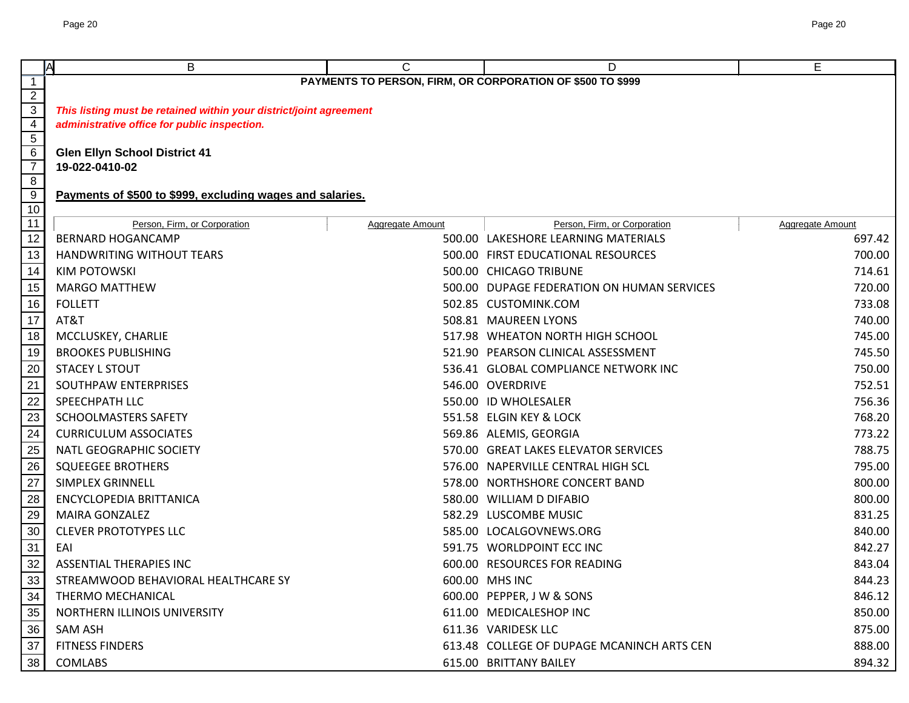# PAYMENTS TO PERSON, FIRM, OR CORPORATION OF $500 TO $999

***This listing must be retained within your district/joint agreement administrative office for public inspection.***

**Glen Ellyn School District 41**
**19-022-0410-02**

**Payments of $500 to $999, excluding wages and salaries.**

| Person, Firm, or Corporation | Aggregate Amount | Person, Firm, or Corporation | Aggregate Amount |
|---|---|---|---|
| BERNARD HOGANCAMP | 500.00 | LAKESHORE LEARNING MATERIALS | 697.42 |
| HANDWRITING WITHOUT TEARS | 500.00 | FIRST EDUCATIONAL RESOURCES | 700.00 |
| KIM POTOWSKI | 500.00 | CHICAGO TRIBUNE | 714.61 |
| MARGO MATTHEW | 500.00 | DUPAGE FEDERATION ON HUMAN SERVICES | 720.00 |
| FOLLETT | 502.85 | CUSTOMINK.COM | 733.08 |
| AT&T | 508.81 | MAUREEN LYONS | 740.00 |
| MCCLUSKEY, CHARLIE | 517.98 | WHEATON NORTH HIGH SCHOOL | 745.00 |
| BROOKES PUBLISHING | 521.90 | PEARSON CLINICAL ASSESSMENT | 745.50 |
| STACEY L STOUT | 536.41 | GLOBAL COMPLIANCE NETWORK INC | 750.00 |
| SOUTHPAW ENTERPRISES | 546.00 | OVERDRIVE | 752.51 |
| SPEECHPATH LLC | 550.00 | ID WHOLESALER | 756.36 |
| SCHOOLMASTERS SAFETY | 551.58 | ELGIN KEY & LOCK | 768.20 |
| CURRICULUM ASSOCIATES | 569.86 | ALEMIS, GEORGIA | 773.22 |
| NATL GEOGRAPHIC SOCIETY | 570.00 | GREAT LAKES ELEVATOR SERVICES | 788.75 |
| SQUEEGEE BROTHERS | 576.00 | NAPERVILLE CENTRAL HIGH SCL | 795.00 |
| SIMPLEX GRINNELL | 578.00 | NORTHSHORE CONCERT BAND | 800.00 |
| ENCYCLOPEDIA BRITTANICA | 580.00 | WILLIAM D DIFABIO | 800.00 |
| MAIRA GONZALEZ | 582.29 | LUSCOMBE MUSIC | 831.25 |
| CLEVER PROTOTYPES LLC | 585.00 | LOCALGOVNEWS.ORG | 840.00 |
| EAI | 591.75 | WORLDPOINT ECC INC | 842.27 |
| ASSENTIAL THERAPIES INC | 600.00 | RESOURCES FOR READING | 843.04 |
| STREAMWOOD BEHAVIORAL HEALTHCARE SY | 600.00 | MHS INC | 844.23 |
| THERMO MECHANICAL | 600.00 | PEPPER, J W & SONS | 846.12 |
| NORTHERN ILLINOIS UNIVERSITY | 611.00 | MEDICALESHOP INC | 850.00 |
| SAM ASH | 611.36 | VARIDESK LLC | 875.00 |
| FITNESS FINDERS | 613.48 | COLLEGE OF DUPAGE MCANINCH ARTS CEN | 888.00 |
| COMLABS | 615.00 | BRITTANY BAILEY | 894.32 |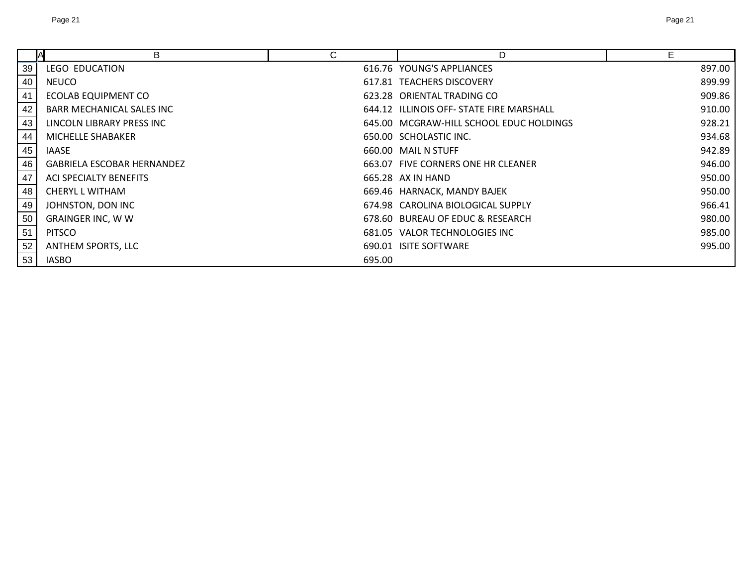| | A | B | C | D | E |
|---|---|---|---|---|---|
| 39 | | LEGO EDUCATION | 616.76 | YOUNG'S APPLIANCES | 897.00 |
| 40 | | NEUCO | 617.81 | TEACHERS DISCOVERY | 899.99 |
| 41 | | ECOLAB EQUIPMENT CO | 623.28 | ORIENTAL TRADING CO | 909.86 |
| 42 | | BARR MECHANICAL SALES INC | 644.12 | ILLINOIS OFF- STATE FIRE MARSHALL | 910.00 |
| 43 | | LINCOLN LIBRARY PRESS INC | 645.00 | MCGRAW-HILL SCHOOL EDUC HOLDINGS | 928.21 |
| 44 | | MICHELLE SHABAKER | 650.00 | SCHOLASTIC INC. | 934.68 |
| 45 | | IAASE | 660.00 | MAIL N STUFF | 942.89 |
| 46 | | GABRIELA ESCOBAR HERNANDEZ | 663.07 | FIVE CORNERS ONE HR CLEANER | 946.00 |
| 47 | | ACI SPECIALTY BENEFITS | 665.28 | AX IN HAND | 950.00 |
| 48 | | CHERYL L WITHAM | 669.46 | HARNACK, MANDY BAJEK | 950.00 |
| 49 | | JOHNSTON, DON INC | 674.98 | CAROLINA BIOLOGICAL SUPPLY | 966.41 |
| 50 | | GRAINGER INC, W W | 678.60 | BUREAU OF EDUC & RESEARCH | 980.00 |
| 51 | | PITSCO | 681.05 | VALOR TECHNOLOGIES INC | 985.00 |
| 52 | | ANTHEM SPORTS, LLC | 690.01 | ISITE SOFTWARE | 995.00 |
| 53 | | IASBO | 695.00 | | |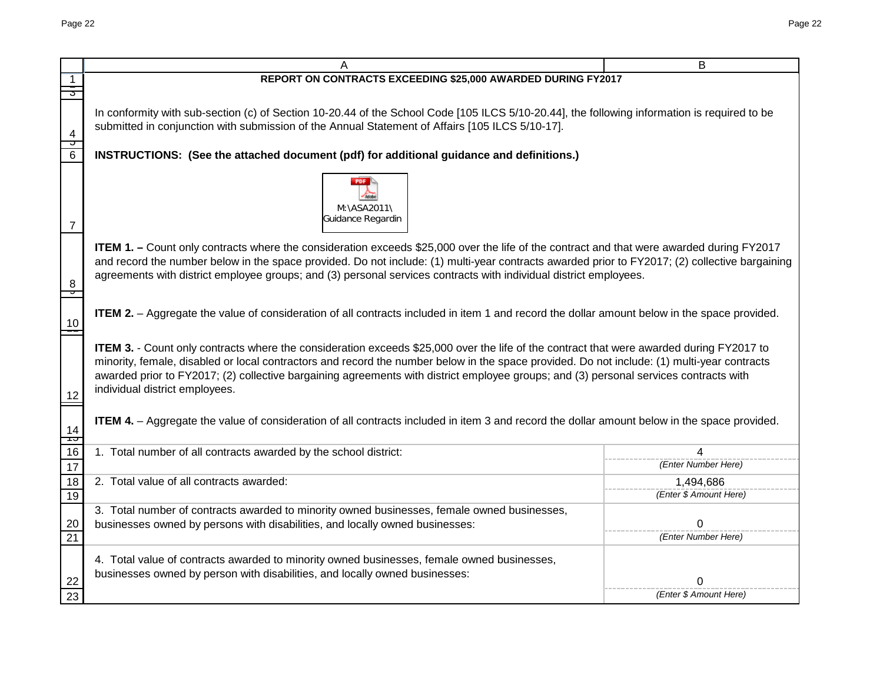# REPORT ON CONTRACTS EXCEEDING $25,000 AWARDED DURING FY2017

In conformity with sub-section (c) of Section 10-20.44 of the School Code [105 ILCS 5/10-20.44], the following information is required to be submitted in conjunction with submission of the Annual Statement of Affairs [105 ILCS 5/10-17].

**INSTRUCTIONS: (See the attached document (pdf) for additional guidance and definitions.)**

M:\ASA2011\ Guidance Regardin

**ITEM 1. –** Count only contracts where the consideration exceeds $25,000 over the life of the contract and that were awarded during FY2017 and record the number below in the space provided. Do not include: (1) multi-year contracts awarded prior to FY2017; (2) collective bargaining agreements with district employee groups; and (3) personal services contracts with individual district employees.

**ITEM 2.** – Aggregate the value of consideration of all contracts included in item 1 and record the dollar amount below in the space provided.

**ITEM 3.** - Count only contracts where the consideration exceeds $25,000 over the life of the contract that were awarded during FY2017 to minority, female, disabled or local contractors and record the number below in the space provided. Do not include: (1) multi-year contracts awarded prior to FY2017; (2) collective bargaining agreements with district employee groups; and (3) personal services contracts with individual district employees.

**ITEM 4.** – Aggregate the value of consideration of all contracts included in item 3 and record the dollar amount below in the space provided.

| | |
|---|---|
| 1. Total number of all contracts awarded by the school district: | 4 *(Enter Number Here)* |
| 2. Total value of all contracts awarded: | 1,494,686 *(Enter $ Amount Here)* |
| 3. Total number of contracts awarded to minority owned businesses, female owned businesses, businesses owned by persons with disabilities, and locally owned businesses: | 0 *(Enter Number Here)* |
| 4. Total value of contracts awarded to minority owned businesses, female owned businesses, businesses owned by person with disabilities, and locally owned businesses: | 0 *(Enter $ Amount Here)* |